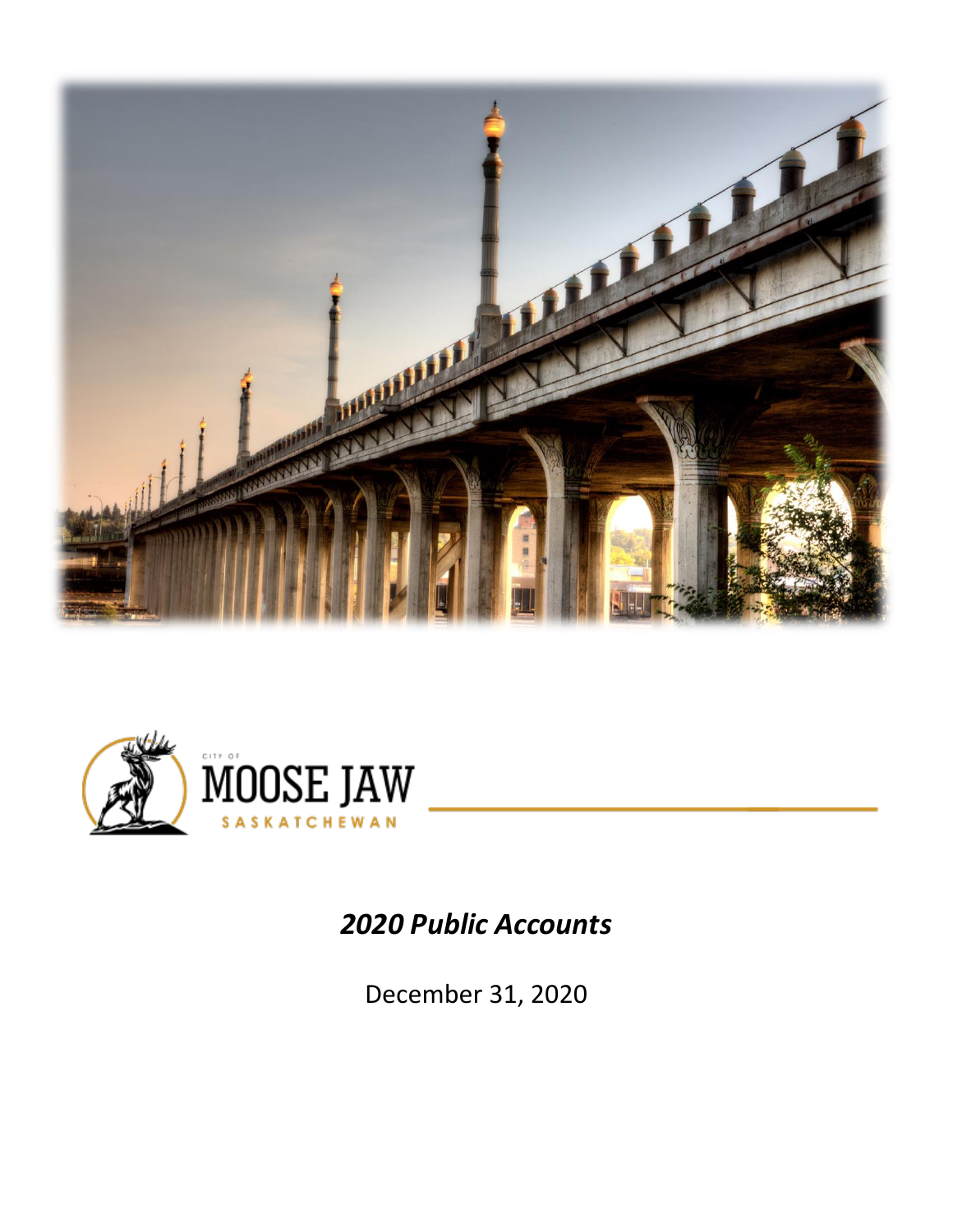CITY OF

MOOSE JAW

SASKATCHEWAN

# *2020 Public Accounts*

December 31, 2020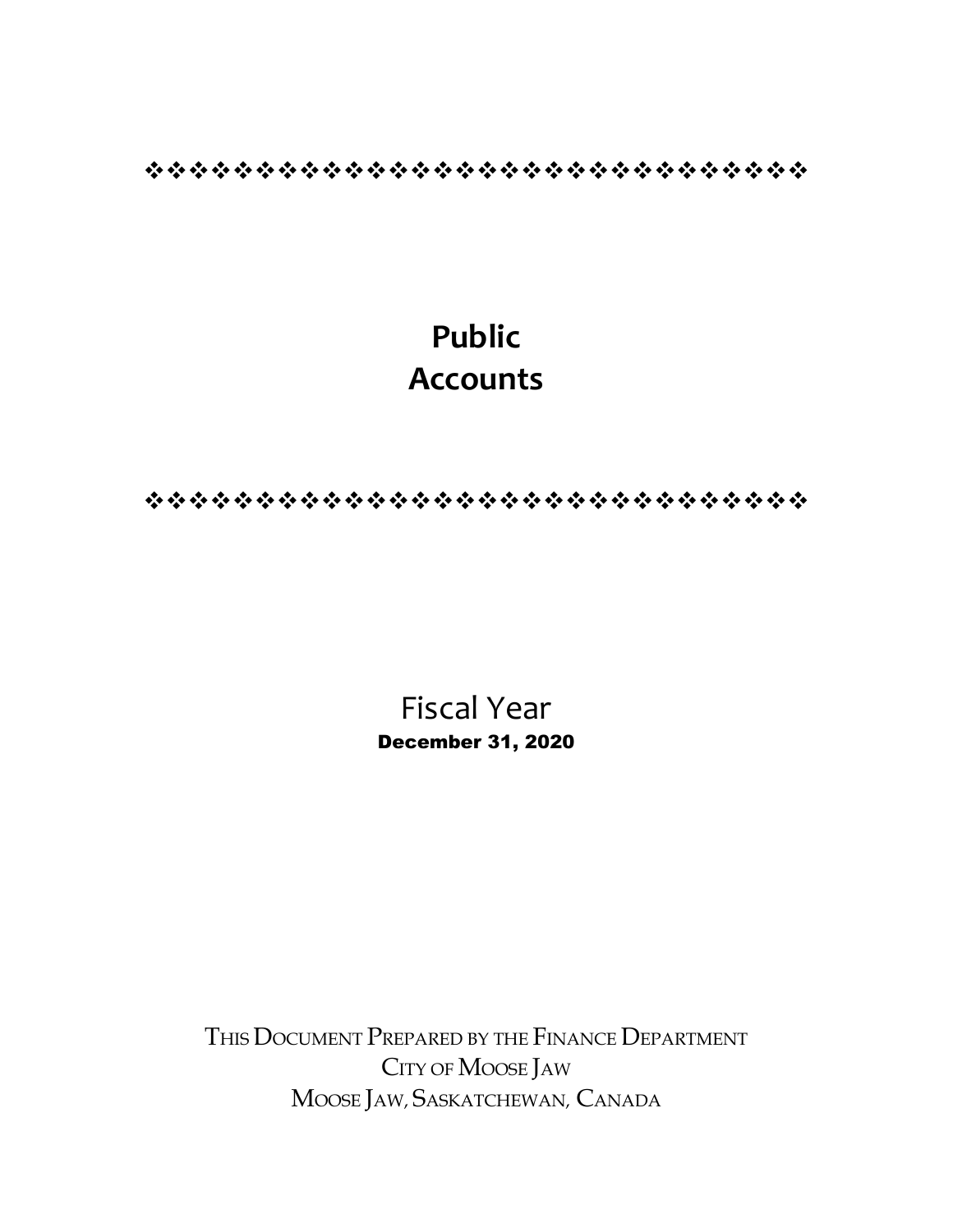# Public Accounts

Fiscal Year

**December 31, 2020**

THIS DOCUMENT PREPARED BY THE FINANCE DEPARTMENT

CITY OF MOOSE JAW

MOOSE JAW, SASKATCHEWAN, CANADA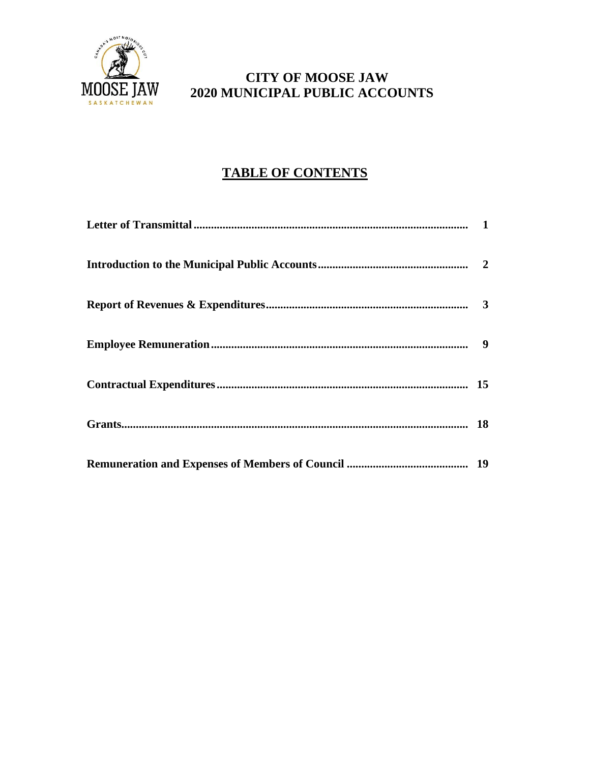# CITY OF MOOSE JAW
# 2020 MUNICIPAL PUBLIC ACCOUNTS

## TABLE OF CONTENTS

| | |
|---|---|
| **Letter of Transmittal** | **1** |
| **Introduction to the Municipal Public Accounts** | **2** |
| **Report of Revenues & Expenditures** | **3** |
| **Employee Remuneration** | **9** |
| **Contractual Expenditures** | **15** |
| **Grants** | **18** |
| **Remuneration and Expenses of Members of Council** | **19** |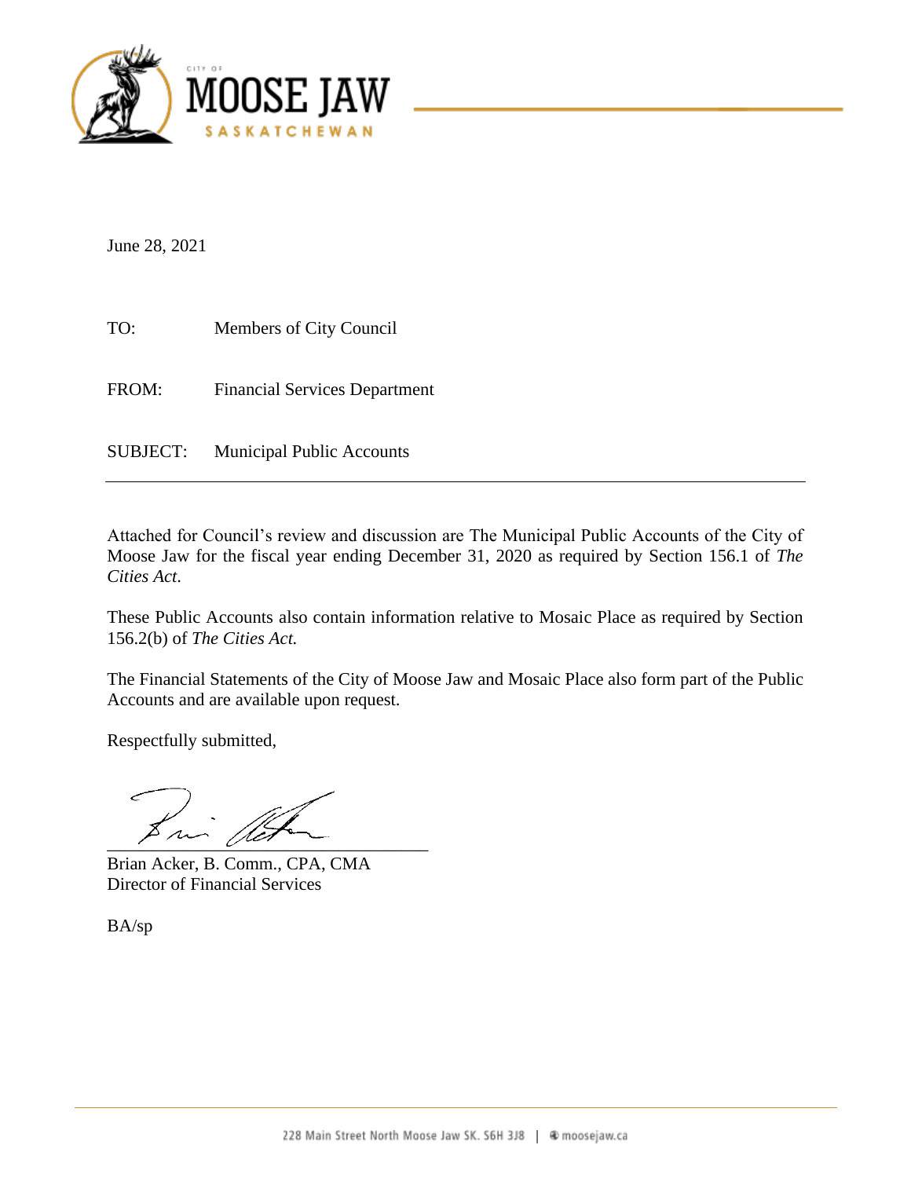June 28, 2021

TO: Members of City Council

FROM: Financial Services Department

SUBJECT: Municipal Public Accounts

---

Attached for Council's review and discussion are The Municipal Public Accounts of the City of Moose Jaw for the fiscal year ending December 31, 2020 as required by Section 156.1 of *The Cities Act*.

These Public Accounts also contain information relative to Mosaic Place as required by Section 156.2(b) of *The Cities Act.*

The Financial Statements of the City of Moose Jaw and Mosaic Place also form part of the Public Accounts and are available upon request.

Respectfully submitted,

Brian Acker, B. Comm., CPA, CMA
Director of Financial Services

BA/sp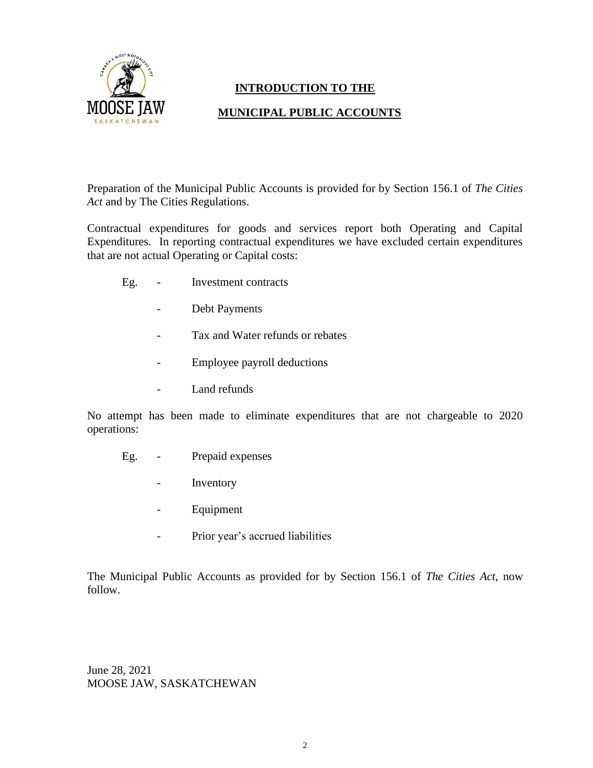# INTRODUCTION TO THE

# MUNICIPAL PUBLIC ACCOUNTS

Preparation of the Municipal Public Accounts is provided for by Section 156.1 of *The Cities Act* and by The Cities Regulations.

Contractual expenditures for goods and services report both Operating and Capital Expenditures. In reporting contractual expenditures we have excluded certain expenditures that are not actual Operating or Capital costs:

Eg.
- Investment contracts
- Debt Payments
- Tax and Water refunds or rebates
- Employee payroll deductions
- Land refunds

No attempt has been made to eliminate expenditures that are not chargeable to 2020 operations:

Eg.
- Prepaid expenses
- Inventory
- Equipment
- Prior year's accrued liabilities

The Municipal Public Accounts as provided for by Section 156.1 of *The Cities Act,* now follow.

June 28, 2021
MOOSE JAW, SASKATCHEWAN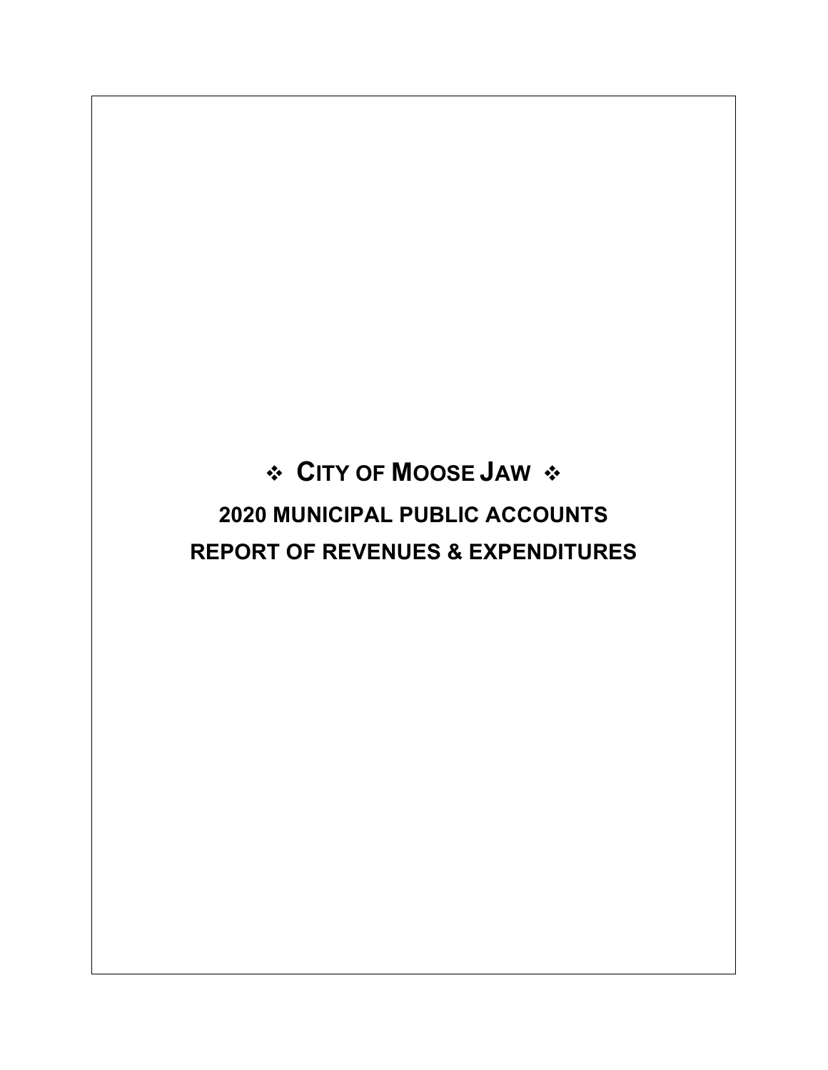# ❖ City of Moose Jaw ❖

## 2020 MUNICIPAL PUBLIC ACCOUNTS

## REPORT OF REVENUES & EXPENDITURES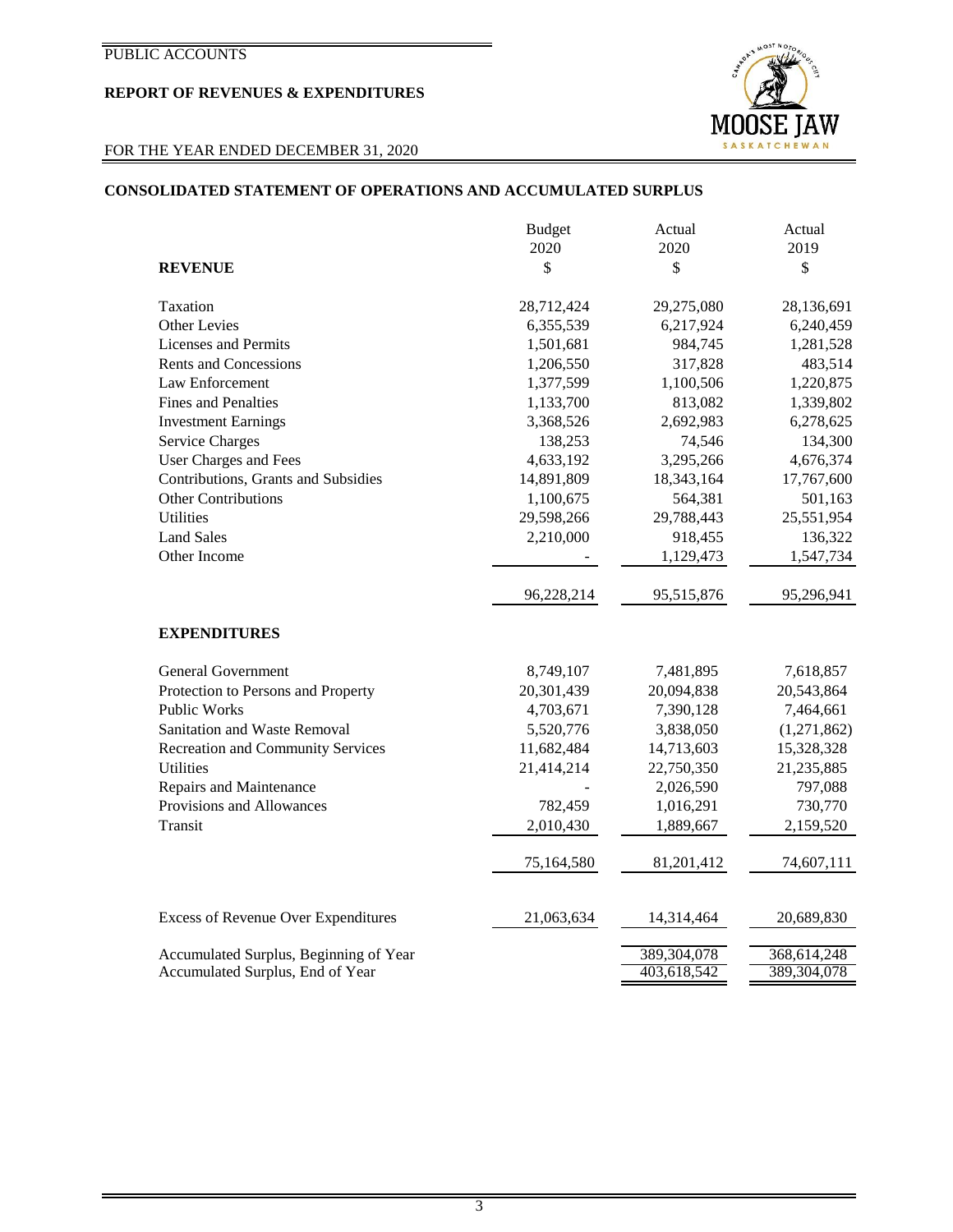PUBLIC ACCOUNTS

**REPORT OF REVENUES & EXPENDITURES**

FOR THE YEAR ENDED DECEMBER 31, 2020

## CONSOLIDATED STATEMENT OF OPERATIONS AND ACCUMULATED SURPLUS

| | Budget 2020 | Actual 2020 | Actual 2019 |
|---|---|---|---|
| **REVENUE** | $ | $ | $ |
| Taxation | 28,712,424 | 29,275,080 | 28,136,691 |
| Other Levies | 6,355,539 | 6,217,924 | 6,240,459 |
| Licenses and Permits | 1,501,681 | 984,745 | 1,281,528 |
| Rents and Concessions | 1,206,550 | 317,828 | 483,514 |
| Law Enforcement | 1,377,599 | 1,100,506 | 1,220,875 |
| Fines and Penalties | 1,133,700 | 813,082 | 1,339,802 |
| Investment Earnings | 3,368,526 | 2,692,983 | 6,278,625 |
| Service Charges | 138,253 | 74,546 | 134,300 |
| User Charges and Fees | 4,633,192 | 3,295,266 | 4,676,374 |
| Contributions, Grants and Subsidies | 14,891,809 | 18,343,164 | 17,767,600 |
| Other Contributions | 1,100,675 | 564,381 | 501,163 |
| Utilities | 29,598,266 | 29,788,443 | 25,551,954 |
| Land Sales | 2,210,000 | 918,455 | 136,322 |
| Other Income | - | 1,129,473 | 1,547,734 |
| | 96,228,214 | 95,515,876 | 95,296,941 |
| **EXPENDITURES** | | | |
| General Government | 8,749,107 | 7,481,895 | 7,618,857 |
| Protection to Persons and Property | 20,301,439 | 20,094,838 | 20,543,864 |
| Public Works | 4,703,671 | 7,390,128 | 7,464,661 |
| Sanitation and Waste Removal | 5,520,776 | 3,838,050 | (1,271,862) |
| Recreation and Community Services | 11,682,484 | 14,713,603 | 15,328,328 |
| Utilities | 21,414,214 | 22,750,350 | 21,235,885 |
| Repairs and Maintenance | - | 2,026,590 | 797,088 |
| Provisions and Allowances | 782,459 | 1,016,291 | 730,770 |
| Transit | 2,010,430 | 1,889,667 | 2,159,520 |
| | 75,164,580 | 81,201,412 | 74,607,111 |
| Excess of Revenue Over Expenditures | 21,063,634 | 14,314,464 | 20,689,830 |
| Accumulated Surplus, Beginning of Year | | 389,304,078 | 368,614,248 |
| Accumulated Surplus, End of Year | | 403,618,542 | 389,304,078 |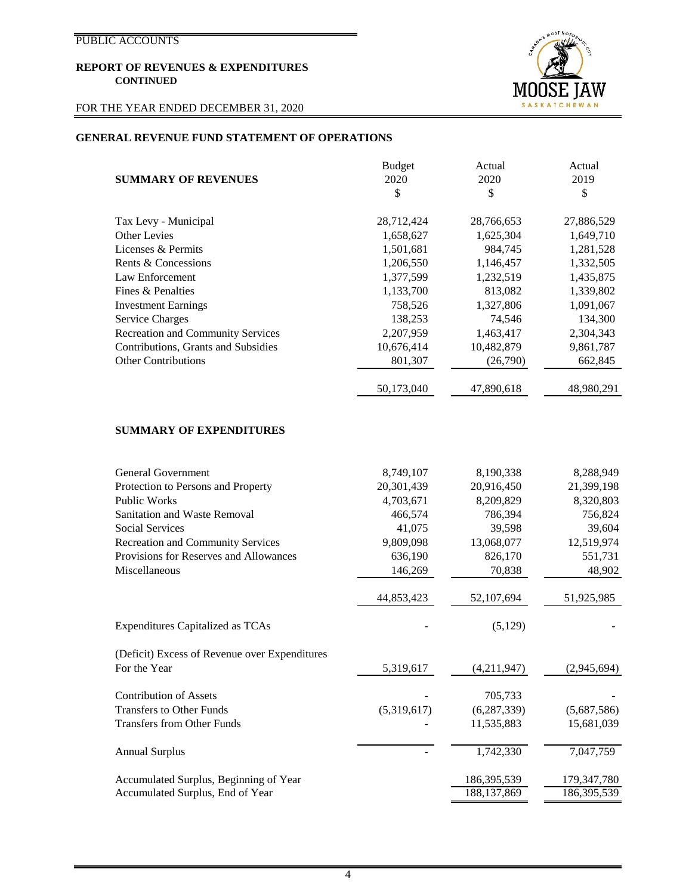PUBLIC ACCOUNTS

**REPORT OF REVENUES & EXPENDITURES**
**CONTINUED**

FOR THE YEAR ENDED DECEMBER 31, 2020

## GENERAL REVENUE FUND STATEMENT OF OPERATIONS

| **SUMMARY OF REVENUES** | Budget 2020 $ | Actual 2020 $ | Actual 2019 $ |
|---|---|---|---|
| Tax Levy - Municipal | 28,712,424 | 28,766,653 | 27,886,529 |
| Other Levies | 1,658,627 | 1,625,304 | 1,649,710 |
| Licenses & Permits | 1,501,681 | 984,745 | 1,281,528 |
| Rents & Concessions | 1,206,550 | 1,146,457 | 1,332,505 |
| Law Enforcement | 1,377,599 | 1,232,519 | 1,435,875 |
| Fines & Penalties | 1,133,700 | 813,082 | 1,339,802 |
| Investment Earnings | 758,526 | 1,327,806 | 1,091,067 |
| Service Charges | 138,253 | 74,546 | 134,300 |
| Recreation and Community Services | 2,207,959 | 1,463,417 | 2,304,343 |
| Contributions, Grants and Subsidies | 10,676,414 | 10,482,879 | 9,861,787 |
| Other Contributions | 801,307 | (26,790) | 662,845 |
| | 50,173,040 | 47,890,618 | 48,980,291 |

| **SUMMARY OF EXPENDITURES** | Budget 2020 $ | Actual 2020 $ | Actual 2019 $ |
|---|---|---|---|
| General Government | 8,749,107 | 8,190,338 | 8,288,949 |
| Protection to Persons and Property | 20,301,439 | 20,916,450 | 21,399,198 |
| Public Works | 4,703,671 | 8,209,829 | 8,320,803 |
| Sanitation and Waste Removal | 466,574 | 786,394 | 756,824 |
| Social Services | 41,075 | 39,598 | 39,604 |
| Recreation and Community Services | 9,809,098 | 13,068,077 | 12,519,974 |
| Provisions for Reserves and Allowances | 636,190 | 826,170 | 551,731 |
| Miscellaneous | 146,269 | 70,838 | 48,902 |
| | 44,853,423 | 52,107,694 | 51,925,985 |
| Expenditures Capitalized as TCAs | - | (5,129) | - |
| (Deficit) Excess of Revenue over Expenditures For the Year | 5,319,617 | (4,211,947) | (2,945,694) |
| Contribution of Assets | - | 705,733 | - |
| Transfers to Other Funds | (5,319,617) | (6,287,339) | (5,687,586) |
| Transfers from Other Funds | - | 11,535,883 | 15,681,039 |
| Annual Surplus | - | 1,742,330 | 7,047,759 |
| Accumulated Surplus, Beginning of Year | | 186,395,539 | 179,347,780 |
| Accumulated Surplus, End of Year | | 188,137,869 | 186,395,539 |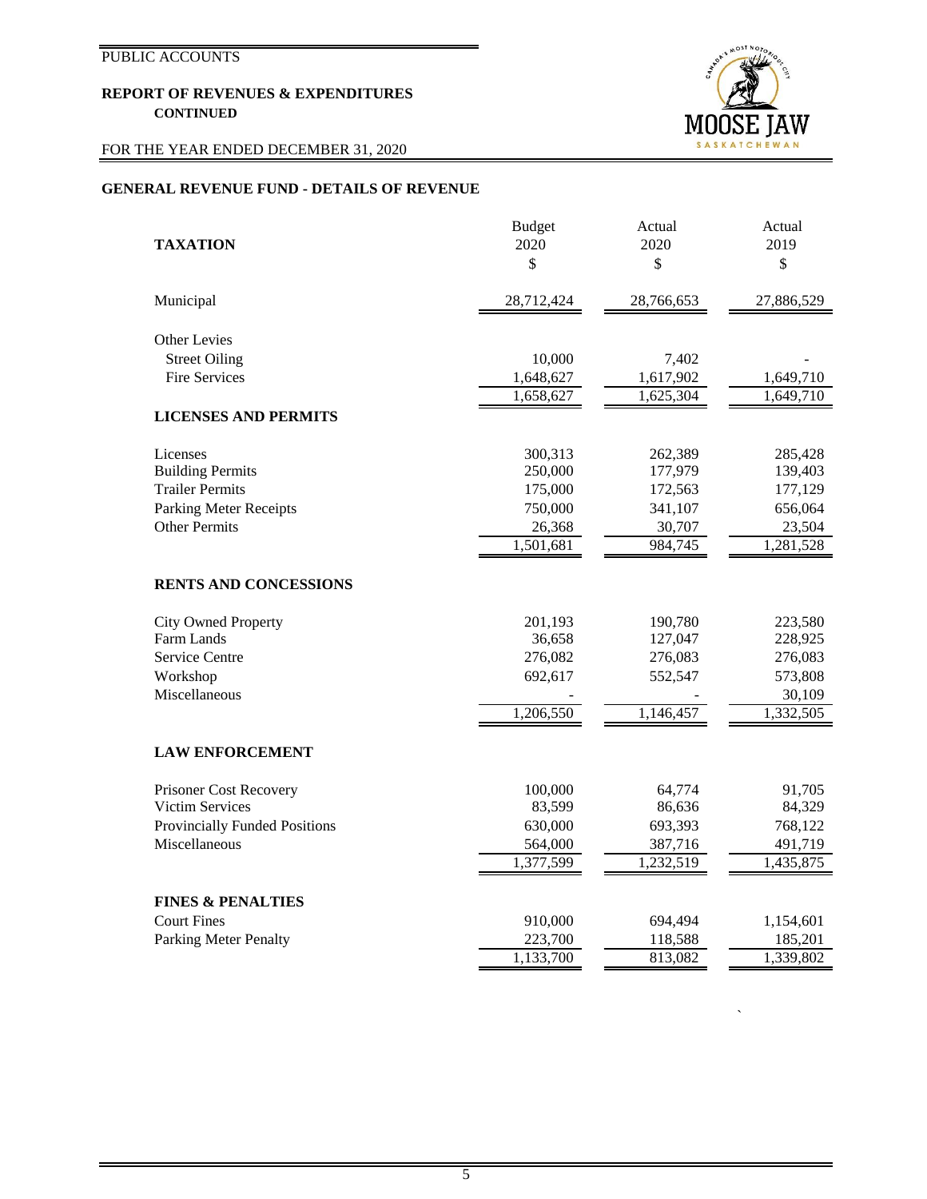PUBLIC ACCOUNTS

**REPORT OF REVENUES & EXPENDITURES**
**CONTINUED**

FOR THE YEAR ENDED DECEMBER 31, 2020

## GENERAL REVENUE FUND - DETAILS OF REVENUE

| **TAXATION** | Budget 2020 $ | Actual 2020 $ | Actual 2019 $ |
|---|---|---|---|
| Municipal | 28,712,424 | 28,766,653 | 27,886,529 |
| Other Levies | | | |
| Street Oiling | 10,000 | 7,402 | - |
| Fire Services | 1,648,627 | 1,617,902 | 1,649,710 |
| | 1,658,627 | 1,625,304 | 1,649,710 |
| **LICENSES AND PERMITS** | | | |
| Licenses | 300,313 | 262,389 | 285,428 |
| Building Permits | 250,000 | 177,979 | 139,403 |
| Trailer Permits | 175,000 | 172,563 | 177,129 |
| Parking Meter Receipts | 750,000 | 341,107 | 656,064 |
| Other Permits | 26,368 | 30,707 | 23,504 |
| | 1,501,681 | 984,745 | 1,281,528 |
| **RENTS AND CONCESSIONS** | | | |
| City Owned Property | 201,193 | 190,780 | 223,580 |
| Farm Lands | 36,658 | 127,047 | 228,925 |
| Service Centre | 276,082 | 276,083 | 276,083 |
| Workshop | 692,617 | 552,547 | 573,808 |
| Miscellaneous | - | - | 30,109 |
| | 1,206,550 | 1,146,457 | 1,332,505 |
| **LAW ENFORCEMENT** | | | |
| Prisoner Cost Recovery | 100,000 | 64,774 | 91,705 |
| Victim Services | 83,599 | 86,636 | 84,329 |
| Provincially Funded Positions | 630,000 | 693,393 | 768,122 |
| Miscellaneous | 564,000 | 387,716 | 491,719 |
| | 1,377,599 | 1,232,519 | 1,435,875 |
| **FINES & PENALTIES** | | | |
| Court Fines | 910,000 | 694,494 | 1,154,601 |
| Parking Meter Penalty | 223,700 | 118,588 | 185,201 |
| | 1,133,700 | 813,082 | 1,339,802 |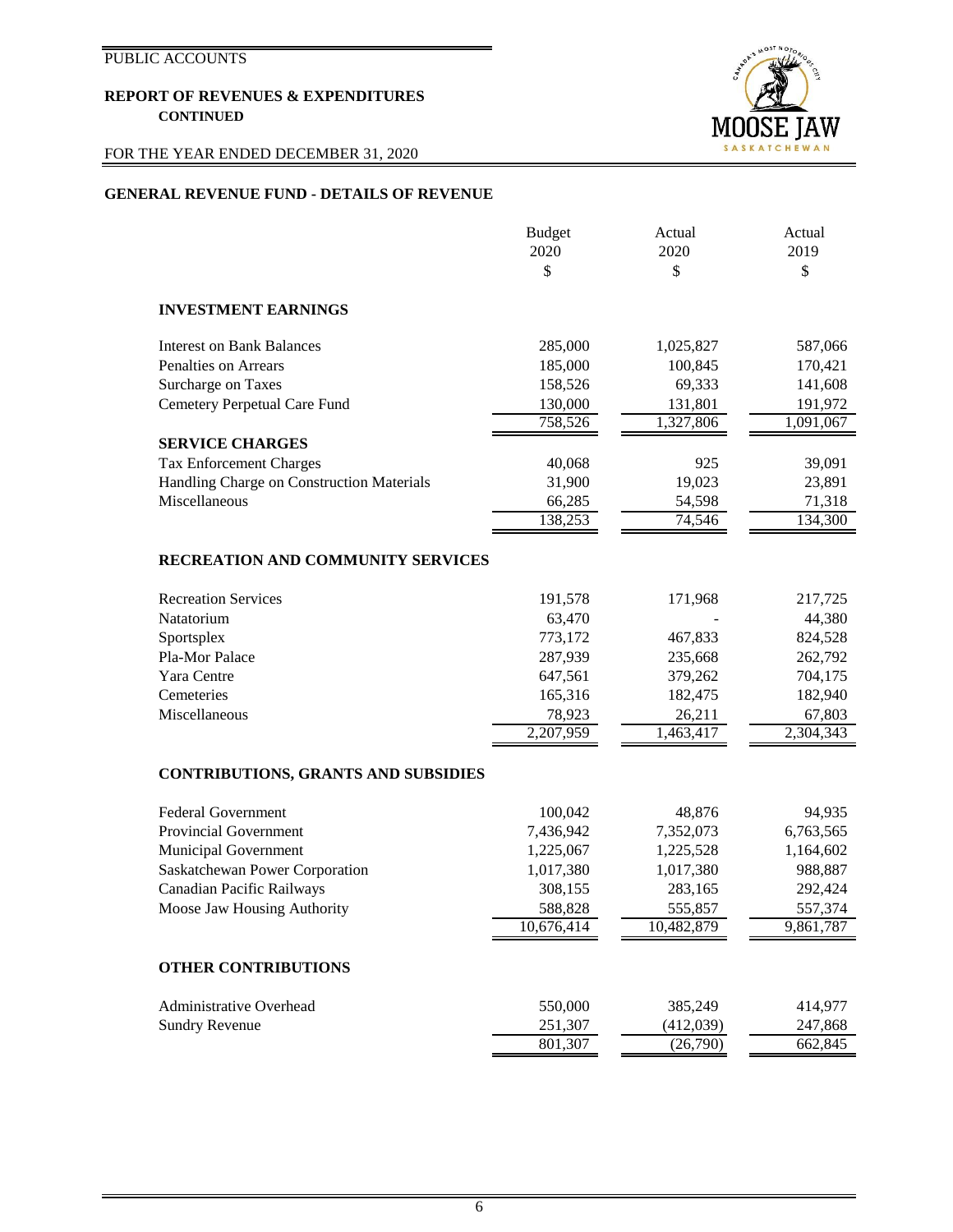PUBLIC ACCOUNTS

**REPORT OF REVENUES & EXPENDITURES**
**CONTINUED**

FOR THE YEAR ENDED DECEMBER 31, 2020

## GENERAL REVENUE FUND - DETAILS OF REVENUE

| | Budget 2020 $ | Actual 2020 $ | Actual 2019 $ |
|---|---|---|---|
| **INVESTMENT EARNINGS** | | | |
| Interest on Bank Balances | 285,000 | 1,025,827 | 587,066 |
| Penalties on Arrears | 185,000 | 100,845 | 170,421 |
| Surcharge on Taxes | 158,526 | 69,333 | 141,608 |
| Cemetery Perpetual Care Fund | 130,000 | 131,801 | 191,972 |
| | 758,526 | 1,327,806 | 1,091,067 |
| **SERVICE CHARGES** | | | |
| Tax Enforcement Charges | 40,068 | 925 | 39,091 |
| Handling Charge on Construction Materials | 31,900 | 19,023 | 23,891 |
| Miscellaneous | 66,285 | 54,598 | 71,318 |
| | 138,253 | 74,546 | 134,300 |
| **RECREATION AND COMMUNITY SERVICES** | | | |
| Recreation Services | 191,578 | 171,968 | 217,725 |
| Natatorium | 63,470 | - | 44,380 |
| Sportsplex | 773,172 | 467,833 | 824,528 |
| Pla-Mor Palace | 287,939 | 235,668 | 262,792 |
| Yara Centre | 647,561 | 379,262 | 704,175 |
| Cemeteries | 165,316 | 182,475 | 182,940 |
| Miscellaneous | 78,923 | 26,211 | 67,803 |
| | 2,207,959 | 1,463,417 | 2,304,343 |
| **CONTRIBUTIONS, GRANTS AND SUBSIDIES** | | | |
| Federal Government | 100,042 | 48,876 | 94,935 |
| Provincial Government | 7,436,942 | 7,352,073 | 6,763,565 |
| Municipal Government | 1,225,067 | 1,225,528 | 1,164,602 |
| Saskatchewan Power Corporation | 1,017,380 | 1,017,380 | 988,887 |
| Canadian Pacific Railways | 308,155 | 283,165 | 292,424 |
| Moose Jaw Housing Authority | 588,828 | 555,857 | 557,374 |
| | 10,676,414 | 10,482,879 | 9,861,787 |
| **OTHER CONTRIBUTIONS** | | | |
| Administrative Overhead | 550,000 | 385,249 | 414,977 |
| Sundry Revenue | 251,307 | (412,039) | 247,868 |
| | 801,307 | (26,790) | 662,845 |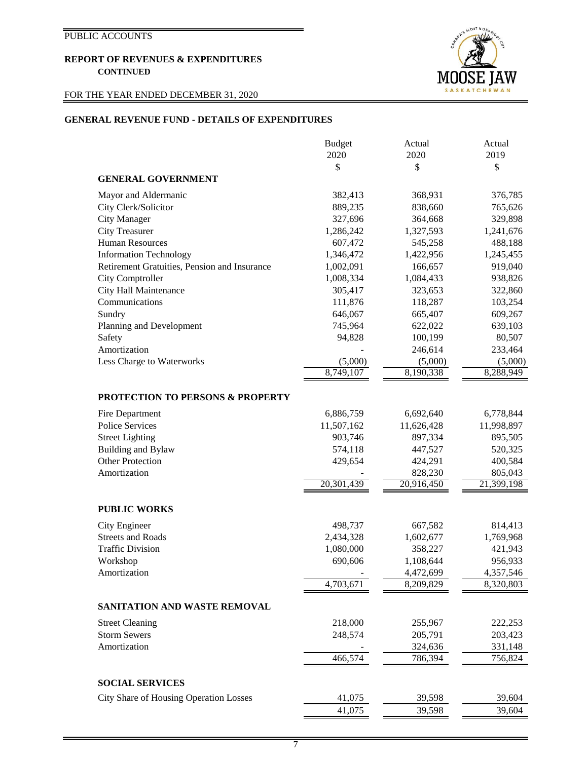PUBLIC ACCOUNTS

**REPORT OF REVENUES & EXPENDITURES**
**CONTINUED**

FOR THE YEAR ENDED DECEMBER 31, 2020

## GENERAL REVENUE FUND - DETAILS OF EXPENDITURES

| | Budget 2020 $ | Actual 2020 $ | Actual 2019 $ |
|---|---|---|---|
| **GENERAL GOVERNMENT** | | | |
| Mayor and Aldermanic | 382,413 | 368,931 | 376,785 |
| City Clerk/Solicitor | 889,235 | 838,660 | 765,626 |
| City Manager | 327,696 | 364,668 | 329,898 |
| City Treasurer | 1,286,242 | 1,327,593 | 1,241,676 |
| Human Resources | 607,472 | 545,258 | 488,188 |
| Information Technology | 1,346,472 | 1,422,956 | 1,245,455 |
| Retirement Gratuities, Pension and Insurance | 1,002,091 | 166,657 | 919,040 |
| City Comptroller | 1,008,334 | 1,084,433 | 938,826 |
| City Hall Maintenance | 305,417 | 323,653 | 322,860 |
| Communications | 111,876 | 118,287 | 103,254 |
| Sundry | 646,067 | 665,407 | 609,267 |
| Planning and Development | 745,964 | 622,022 | 639,103 |
| Safety | 94,828 | 100,199 | 80,507 |
| Amortization | - | 246,614 | 233,464 |
| Less Charge to Waterworks | (5,000) | (5,000) | (5,000) |
| | 8,749,107 | 8,190,338 | 8,288,949 |
| **PROTECTION TO PERSONS & PROPERTY** | | | |
| Fire Department | 6,886,759 | 6,692,640 | 6,778,844 |
| Police Services | 11,507,162 | 11,626,428 | 11,998,897 |
| Street Lighting | 903,746 | 897,334 | 895,505 |
| Building and Bylaw | 574,118 | 447,527 | 520,325 |
| Other Protection | 429,654 | 424,291 | 400,584 |
| Amortization | - | 828,230 | 805,043 |
| | 20,301,439 | 20,916,450 | 21,399,198 |
| **PUBLIC WORKS** | | | |
| City Engineer | 498,737 | 667,582 | 814,413 |
| Streets and Roads | 2,434,328 | 1,602,677 | 1,769,968 |
| Traffic Division | 1,080,000 | 358,227 | 421,943 |
| Workshop | 690,606 | 1,108,644 | 956,933 |
| Amortization | - | 4,472,699 | 4,357,546 |
| | 4,703,671 | 8,209,829 | 8,320,803 |
| **SANITATION AND WASTE REMOVAL** | | | |
| Street Cleaning | 218,000 | 255,967 | 222,253 |
| Storm Sewers | 248,574 | 205,791 | 203,423 |
| Amortization | - | 324,636 | 331,148 |
| | 466,574 | 786,394 | 756,824 |
| **SOCIAL SERVICES** | | | |
| City Share of Housing Operation Losses | 41,075 | 39,598 | 39,604 |
| | 41,075 | 39,598 | 39,604 |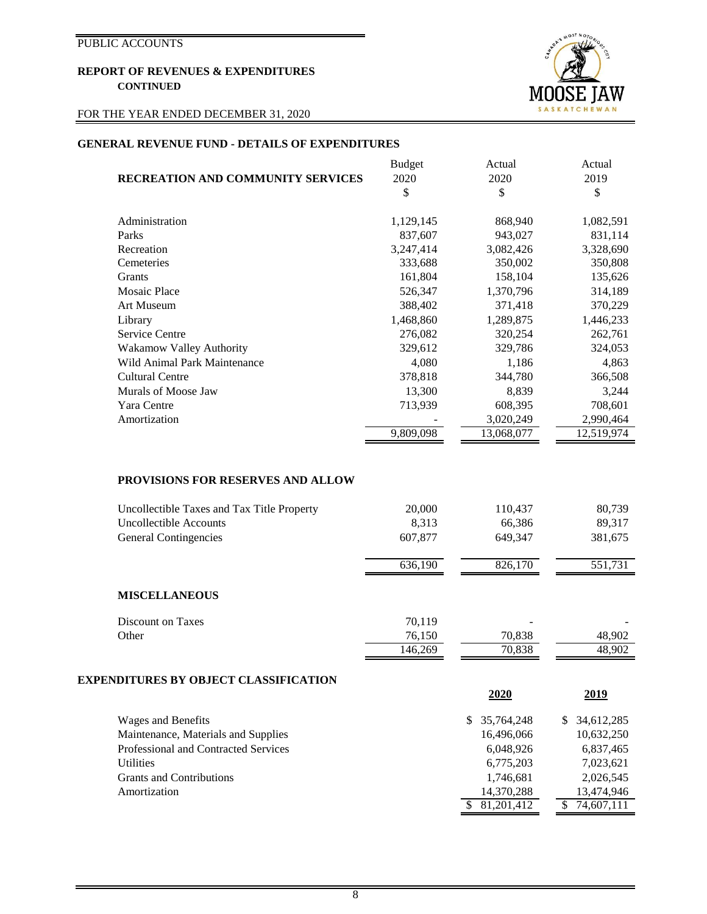PUBLIC ACCOUNTS

**REPORT OF REVENUES & EXPENDITURES**
**CONTINUED**

FOR THE YEAR ENDED DECEMBER 31, 2020

## GENERAL REVENUE FUND - DETAILS OF EXPENDITURES

| RECREATION AND COMMUNITY SERVICES | Budget 2020 $ | Actual 2020 $ | Actual 2019 $ |
|---|---|---|---|
| Administration | 1,129,145 | 868,940 | 1,082,591 |
| Parks | 837,607 | 943,027 | 831,114 |
| Recreation | 3,247,414 | 3,082,426 | 3,328,690 |
| Cemeteries | 333,688 | 350,002 | 350,808 |
| Grants | 161,804 | 158,104 | 135,626 |
| Mosaic Place | 526,347 | 1,370,796 | 314,189 |
| Art Museum | 388,402 | 371,418 | 370,229 |
| Library | 1,468,860 | 1,289,875 | 1,446,233 |
| Service Centre | 276,082 | 320,254 | 262,761 |
| Wakamow Valley Authority | 329,612 | 329,786 | 324,053 |
| Wild Animal Park Maintenance | 4,080 | 1,186 | 4,863 |
| Cultural Centre | 378,818 | 344,780 | 366,508 |
| Murals of Moose Jaw | 13,300 | 8,839 | 3,244 |
| Yara Centre | 713,939 | 608,395 | 708,601 |
| Amortization | - | 3,020,249 | 2,990,464 |
| | 9,809,098 | 13,068,077 | 12,519,974 |

| PROVISIONS FOR RESERVES AND ALLOW | Budget 2020 $ | Actual 2020 $ | Actual 2019 $ |
|---|---|---|---|
| Uncollectible Taxes and Tax Title Property | 20,000 | 110,437 | 80,739 |
| Uncollectible Accounts | 8,313 | 66,386 | 89,317 |
| General Contingencies | 607,877 | 649,347 | 381,675 |
| | 636,190 | 826,170 | 551,731 |

| MISCELLANEOUS | Budget 2020 $ | Actual 2020 $ | Actual 2019 $ |
|---|---|---|---|
| Discount on Taxes | 70,119 | - | - |
| Other | 76,150 | 70,838 | 48,902 |
| | 146,269 | 70,838 | 48,902 |

## EXPENDITURES BY OBJECT CLASSIFICATION

| | 2020 | 2019 |
|---|---|---|
| Wages and Benefits | $ 35,764,248 | $ 34,612,285 |
| Maintenance, Materials and Supplies | 16,496,066 | 10,632,250 |
| Professional and Contracted Services | 6,048,926 | 6,837,465 |
| Utilities | 6,775,203 | 7,023,621 |
| Grants and Contributions | 1,746,681 | 2,026,545 |
| Amortization | 14,370,288 | 13,474,946 |
| | $ 81,201,412 | $ 74,607,111 |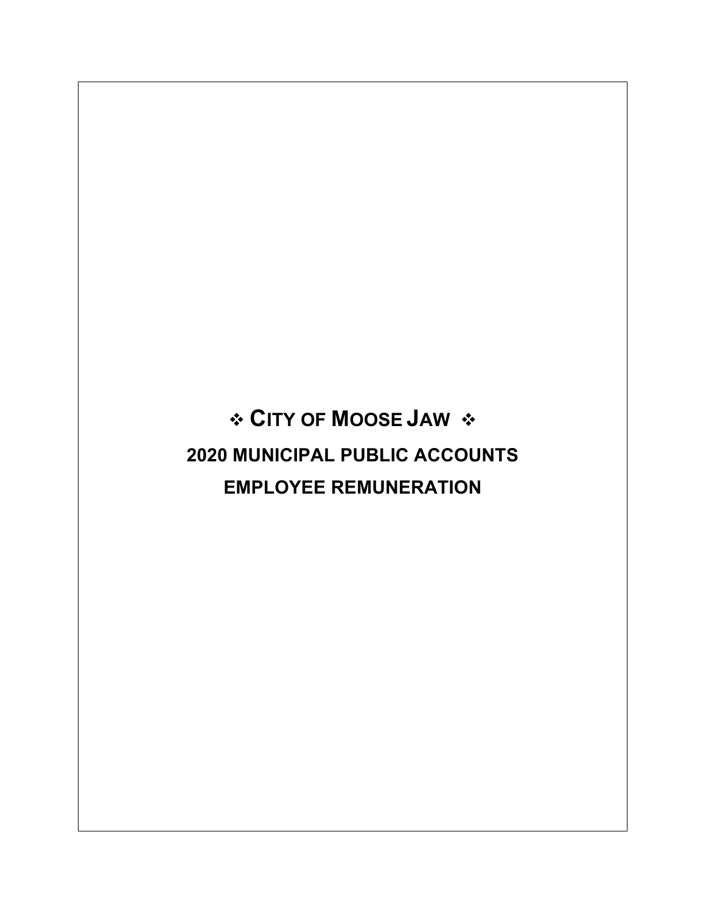# ❖ City of Moose Jaw ❖

# 2020 MUNICIPAL PUBLIC ACCOUNTS

# EMPLOYEE REMUNERATION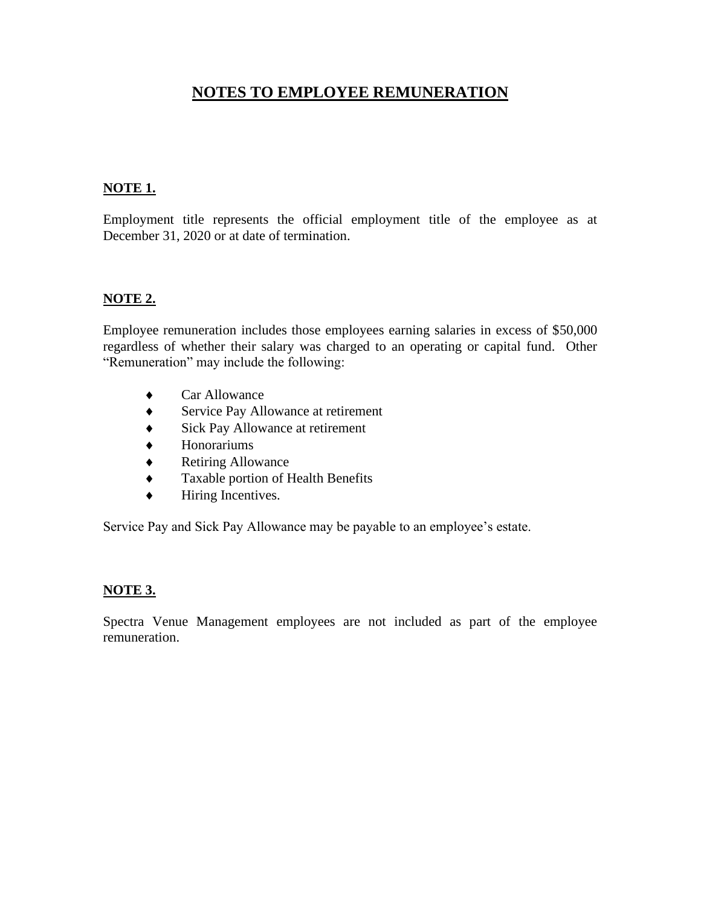# NOTES TO EMPLOYEE REMUNERATION

## NOTE 1.

Employment title represents the official employment title of the employee as at December 31, 2020 or at date of termination.

## NOTE 2.

Employee remuneration includes those employees earning salaries in excess of $50,000 regardless of whether their salary was charged to an operating or capital fund. Other "Remuneration" may include the following:

- Car Allowance
- Service Pay Allowance at retirement
- Sick Pay Allowance at retirement
- Honorariums
- Retiring Allowance
- Taxable portion of Health Benefits
- Hiring Incentives.

Service Pay and Sick Pay Allowance may be payable to an employee's estate.

## NOTE 3.

Spectra Venue Management employees are not included as part of the employee remuneration.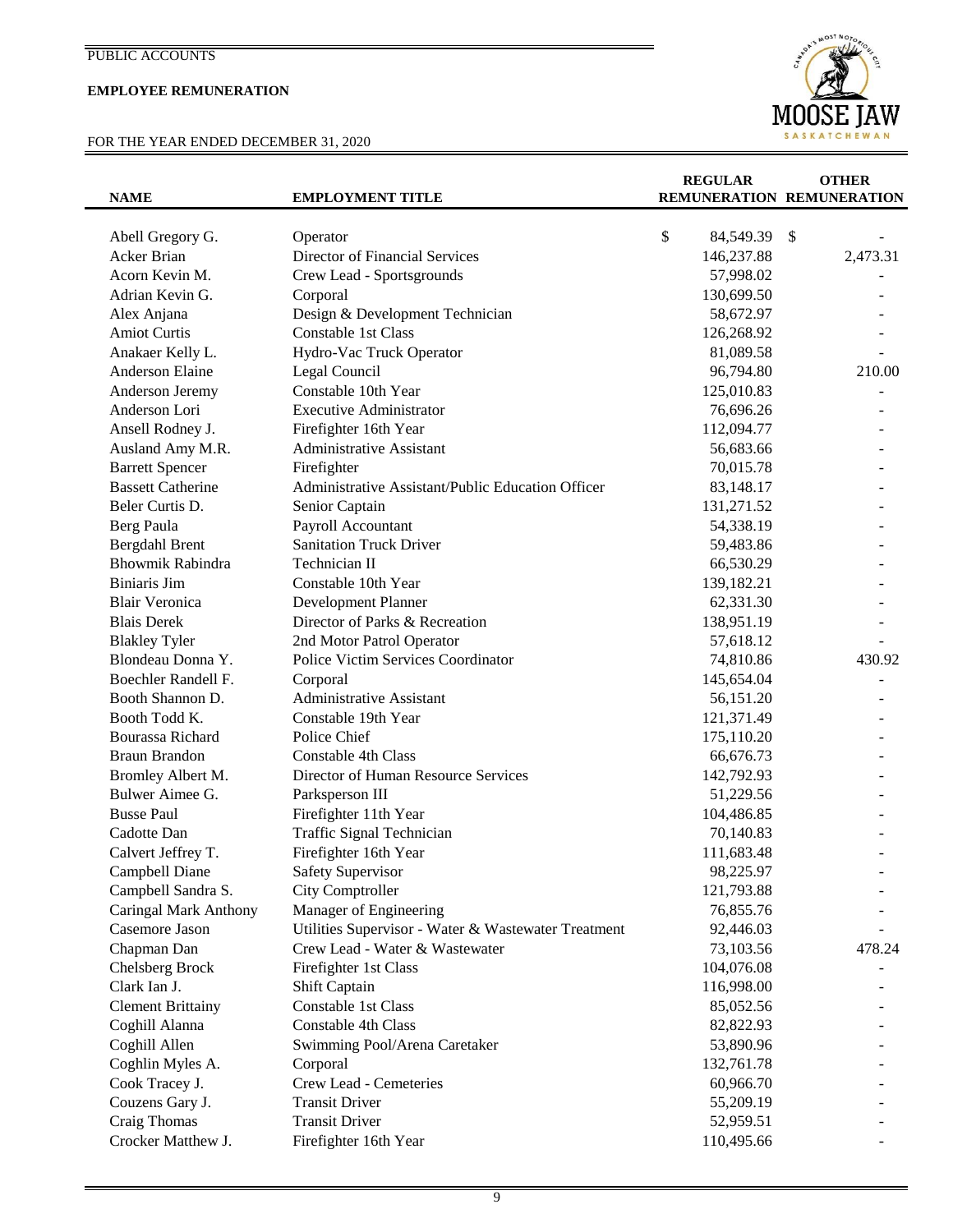PUBLIC ACCOUNTS

**EMPLOYEE REMUNERATION**

FOR THE YEAR ENDED DECEMBER 31, 2020

| NAME | EMPLOYMENT TITLE | REGULAR REMUNERATION | OTHER REMUNERATION |
|---|---|---|---|
| Abell Gregory G. | Operator | $ 84,549.39 | $ - |
| Acker Brian | Director of Financial Services | 146,237.88 | 2,473.31 |
| Acorn Kevin M. | Crew Lead - Sportsgrounds | 57,998.02 | - |
| Adrian Kevin G. | Corporal | 130,699.50 | - |
| Alex Anjana | Design & Development Technician | 58,672.97 | - |
| Amiot Curtis | Constable 1st Class | 126,268.92 | - |
| Anakaer Kelly L. | Hydro-Vac Truck Operator | 81,089.58 | - |
| Anderson Elaine | Legal Council | 96,794.80 | 210.00 |
| Anderson Jeremy | Constable 10th Year | 125,010.83 | - |
| Anderson Lori | Executive Administrator | 76,696.26 | - |
| Ansell Rodney J. | Firefighter 16th Year | 112,094.77 | - |
| Ausland Amy M.R. | Administrative Assistant | 56,683.66 | - |
| Barrett Spencer | Firefighter | 70,015.78 | - |
| Bassett Catherine | Administrative Assistant/Public Education Officer | 83,148.17 | - |
| Beler Curtis D. | Senior Captain | 131,271.52 | - |
| Berg Paula | Payroll Accountant | 54,338.19 | - |
| Bergdahl Brent | Sanitation Truck Driver | 59,483.86 | - |
| Bhowmik Rabindra | Technician II | 66,530.29 | - |
| Biniaris Jim | Constable 10th Year | 139,182.21 | - |
| Blair Veronica | Development Planner | 62,331.30 | - |
| Blais Derek | Director of Parks & Recreation | 138,951.19 | - |
| Blakley Tyler | 2nd Motor Patrol Operator | 57,618.12 | - |
| Blondeau Donna Y. | Police Victim Services Coordinator | 74,810.86 | 430.92 |
| Boechler Randell F. | Corporal | 145,654.04 | - |
| Booth Shannon D. | Administrative Assistant | 56,151.20 | - |
| Booth Todd K. | Constable 19th Year | 121,371.49 | - |
| Bourassa Richard | Police Chief | 175,110.20 | - |
| Braun Brandon | Constable 4th Class | 66,676.73 | - |
| Bromley Albert M. | Director of Human Resource Services | 142,792.93 | - |
| Bulwer Aimee G. | Parksperson III | 51,229.56 | - |
| Busse Paul | Firefighter 11th Year | 104,486.85 | - |
| Cadotte Dan | Traffic Signal Technician | 70,140.83 | - |
| Calvert Jeffrey T. | Firefighter 16th Year | 111,683.48 | - |
| Campbell Diane | Safety Supervisor | 98,225.97 | - |
| Campbell Sandra S. | City Comptroller | 121,793.88 | - |
| Caringal Mark Anthony | Manager of Engineering | 76,855.76 | - |
| Casemore Jason | Utilities Supervisor - Water & Wastewater Treatment | 92,446.03 | - |
| Chapman Dan | Crew Lead - Water & Wastewater | 73,103.56 | 478.24 |
| Chelsberg Brock | Firefighter 1st Class | 104,076.08 | - |
| Clark Ian J. | Shift Captain | 116,998.00 | - |
| Clement Brittainy | Constable 1st Class | 85,052.56 | - |
| Coghill Alanna | Constable 4th Class | 82,822.93 | - |
| Coghill Allen | Swimming Pool/Arena Caretaker | 53,890.96 | - |
| Coghlin Myles A. | Corporal | 132,761.78 | - |
| Cook Tracey J. | Crew Lead - Cemeteries | 60,966.70 | - |
| Couzens Gary J. | Transit Driver | 55,209.19 | - |
| Craig Thomas | Transit Driver | 52,959.51 | - |
| Crocker Matthew J. | Firefighter 16th Year | 110,495.66 | - |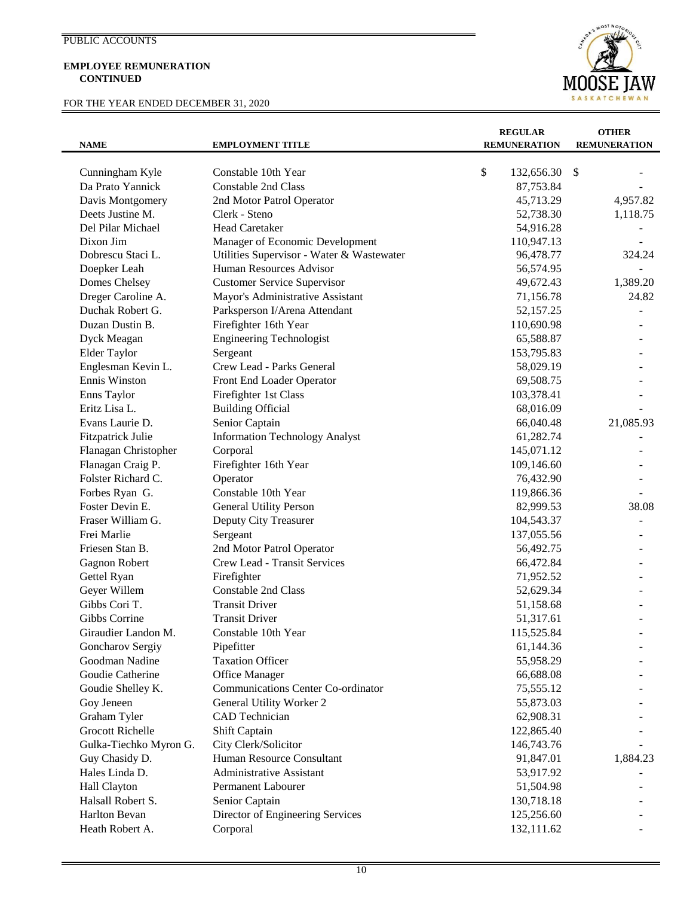PUBLIC ACCOUNTS

**EMPLOYEE REMUNERATION**
**CONTINUED**

FOR THE YEAR ENDED DECEMBER 31, 2020

| NAME | EMPLOYMENT TITLE | REGULAR REMUNERATION | OTHER REMUNERATION |
|---|---|---|---|
| Cunningham Kyle | Constable 10th Year | $ 132,656.30 | $ - |
| Da Prato Yannick | Constable 2nd Class | 87,753.84 | - |
| Davis Montgomery | 2nd Motor Patrol Operator | 45,713.29 | 4,957.82 |
| Deets Justine M. | Clerk - Steno | 52,738.30 | 1,118.75 |
| Del Pilar Michael | Head Caretaker | 54,916.28 | - |
| Dixon Jim | Manager of Economic Development | 110,947.13 | - |
| Dobrescu Staci L. | Utilities Supervisor - Water & Wastewater | 96,478.77 | 324.24 |
| Doepker Leah | Human Resources Advisor | 56,574.95 | - |
| Domes Chelsey | Customer Service Supervisor | 49,672.43 | 1,389.20 |
| Dreger Caroline A. | Mayor's Administrative Assistant | 71,156.78 | 24.82 |
| Duchak Robert G. | Parksperson I/Arena Attendant | 52,157.25 | - |
| Duzan Dustin B. | Firefighter 16th Year | 110,690.98 | - |
| Dyck Meagan | Engineering Technologist | 65,588.87 | - |
| Elder Taylor | Sergeant | 153,795.83 | - |
| Englesman Kevin L. | Crew Lead - Parks General | 58,029.19 | - |
| Ennis Winston | Front End Loader Operator | 69,508.75 | - |
| Enns Taylor | Firefighter 1st Class | 103,378.41 | - |
| Eritz Lisa L. | Building Official | 68,016.09 | - |
| Evans Laurie D. | Senior Captain | 66,040.48 | 21,085.93 |
| Fitzpatrick Julie | Information Technology Analyst | 61,282.74 | - |
| Flanagan Christopher | Corporal | 145,071.12 | - |
| Flanagan Craig P. | Firefighter 16th Year | 109,146.60 | - |
| Folster Richard C. | Operator | 76,432.90 | - |
| Forbes Ryan G. | Constable 10th Year | 119,866.36 | - |
| Foster Devin E. | General Utility Person | 82,999.53 | 38.08 |
| Fraser William G. | Deputy City Treasurer | 104,543.37 | - |
| Frei Marlie | Sergeant | 137,055.56 | - |
| Friesen Stan B. | 2nd Motor Patrol Operator | 56,492.75 | - |
| Gagnon Robert | Crew Lead - Transit Services | 66,472.84 | - |
| Gettel Ryan | Firefighter | 71,952.52 | - |
| Geyer Willem | Constable 2nd Class | 52,629.34 | - |
| Gibbs Cori T. | Transit Driver | 51,158.68 | - |
| Gibbs Corrine | Transit Driver | 51,317.61 | - |
| Giraudier Landon M. | Constable 10th Year | 115,525.84 | - |
| Goncharov Sergiy | Pipefitter | 61,144.36 | - |
| Goodman Nadine | Taxation Officer | 55,958.29 | - |
| Goudie Catherine | Office Manager | 66,688.08 | - |
| Goudie Shelley K. | Communications Center Co-ordinator | 75,555.12 | - |
| Goy Jeneen | General Utility Worker 2 | 55,873.03 | - |
| Graham Tyler | CAD Technician | 62,908.31 | - |
| Grocott Richelle | Shift Captain | 122,865.40 | - |
| Gulka-Tiechko Myron G. | City Clerk/Solicitor | 146,743.76 | - |
| Guy Chasidy D. | Human Resource Consultant | 91,847.01 | 1,884.23 |
| Hales Linda D. | Administrative Assistant | 53,917.92 | - |
| Hall Clayton | Permanent Labourer | 51,504.98 | - |
| Halsall Robert S. | Senior Captain | 130,718.18 | - |
| Harlton Bevan | Director of Engineering Services | 125,256.60 | - |
| Heath Robert A. | Corporal | 132,111.62 | - |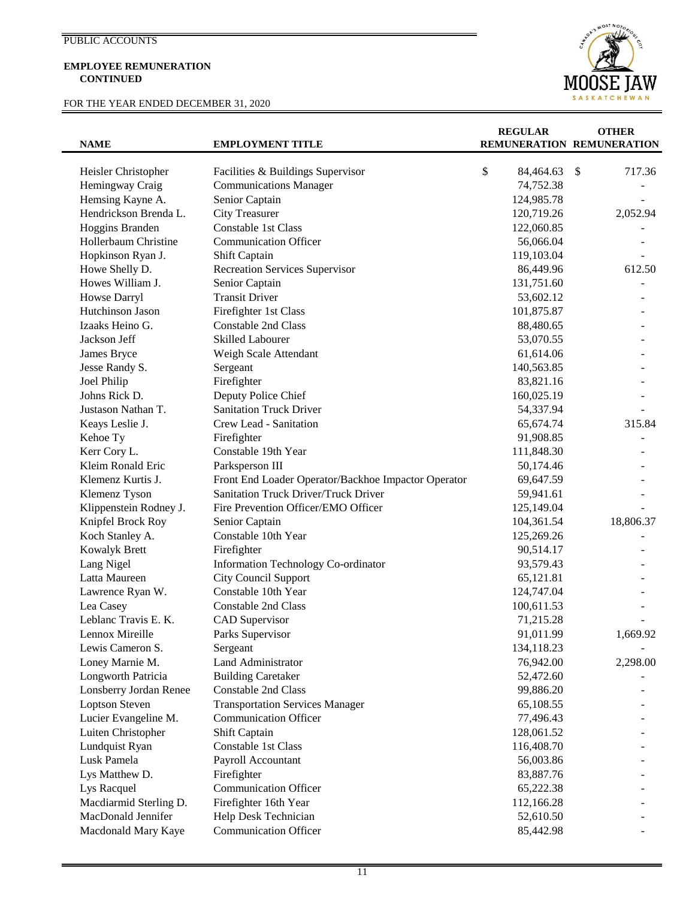PUBLIC ACCOUNTS

**EMPLOYEE REMUNERATION**
**CONTINUED**

FOR THE YEAR ENDED DECEMBER 31, 2020

| NAME | EMPLOYMENT TITLE | REGULAR REMUNERATION | OTHER REMUNERATION |
|---|---|---|---|
| Heisler Christopher | Facilities & Buildings Supervisor | $ 84,464.63 | $ 717.36 |
| Hemingway Craig | Communications Manager | 74,752.38 | - |
| Hemsing Kayne A. | Senior Captain | 124,985.78 | - |
| Hendrickson Brenda L. | City Treasurer | 120,719.26 | 2,052.94 |
| Hoggins Branden | Constable 1st Class | 122,060.85 | - |
| Hollerbaum Christine | Communication Officer | 56,066.04 | - |
| Hopkinson Ryan J. | Shift Captain | 119,103.04 | - |
| Howe Shelly D. | Recreation Services Supervisor | 86,449.96 | 612.50 |
| Howes William J. | Senior Captain | 131,751.60 | - |
| Howse Darryl | Transit Driver | 53,602.12 | - |
| Hutchinson Jason | Firefighter 1st Class | 101,875.87 | - |
| Izaaks Heino G. | Constable 2nd Class | 88,480.65 | - |
| Jackson Jeff | Skilled Labourer | 53,070.55 | - |
| James Bryce | Weigh Scale Attendant | 61,614.06 | - |
| Jesse Randy S. | Sergeant | 140,563.85 | - |
| Joel Philip | Firefighter | 83,821.16 | - |
| Johns Rick D. | Deputy Police Chief | 160,025.19 | - |
| Justason Nathan T. | Sanitation Truck Driver | 54,337.94 | - |
| Keays Leslie J. | Crew Lead - Sanitation | 65,674.74 | 315.84 |
| Kehoe Ty | Firefighter | 91,908.85 | - |
| Kerr Cory L. | Constable 19th Year | 111,848.30 | - |
| Kleim Ronald Eric | Parksperson III | 50,174.46 | - |
| Klemenz Kurtis J. | Front End Loader Operator/Backhoe Impactor Operator | 69,647.59 | - |
| Klemenz Tyson | Sanitation Truck Driver/Truck Driver | 59,941.61 | - |
| Klippenstein Rodney J. | Fire Prevention Officer/EMO Officer | 125,149.04 | - |
| Knipfel Brock Roy | Senior Captain | 104,361.54 | 18,806.37 |
| Koch Stanley A. | Constable 10th Year | 125,269.26 | - |
| Kowalyk Brett | Firefighter | 90,514.17 | - |
| Lang Nigel | Information Technology Co-ordinator | 93,579.43 | - |
| Latta Maureen | City Council Support | 65,121.81 | - |
| Lawrence Ryan W. | Constable 10th Year | 124,747.04 | - |
| Lea Casey | Constable 2nd Class | 100,611.53 | - |
| Leblanc Travis E. K. | CAD Supervisor | 71,215.28 | - |
| Lennox Mireille | Parks Supervisor | 91,011.99 | 1,669.92 |
| Lewis Cameron S. | Sergeant | 134,118.23 | - |
| Loney Marnie M. | Land Administrator | 76,942.00 | 2,298.00 |
| Longworth Patricia | Building Caretaker | 52,472.60 | - |
| Lonsberry Jordan Renee | Constable 2nd Class | 99,886.20 | - |
| Loptson Steven | Transportation Services Manager | 65,108.55 | - |
| Lucier Evangeline M. | Communication Officer | 77,496.43 | - |
| Luiten Christopher | Shift Captain | 128,061.52 | - |
| Lundquist Ryan | Constable 1st Class | 116,408.70 | - |
| Lusk Pamela | Payroll Accountant | 56,003.86 | - |
| Lys Matthew D. | Firefighter | 83,887.76 | - |
| Lys Racquel | Communication Officer | 65,222.38 | - |
| Macdiarmid Sterling D. | Firefighter 16th Year | 112,166.28 | - |
| MacDonald Jennifer | Help Desk Technician | 52,610.50 | - |
| Macdonald Mary Kaye | Communication Officer | 85,442.98 | - |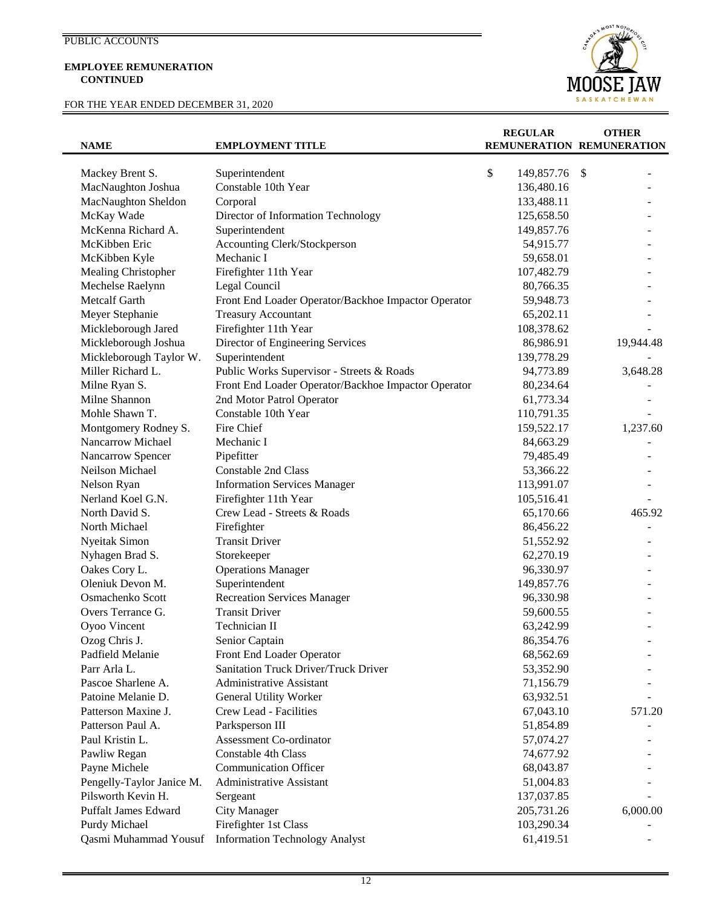PUBLIC ACCOUNTS

**EMPLOYEE REMUNERATION CONTINUED**

FOR THE YEAR ENDED DECEMBER 31, 2020

| NAME | EMPLOYMENT TITLE | REGULAR REMUNERATION | OTHER REMUNERATION |
|---|---|---|---|
| Mackey Brent S. | Superintendent | $ 149,857.76 | $ - |
| MacNaughton Joshua | Constable 10th Year | 136,480.16 | - |
| MacNaughton Sheldon | Corporal | 133,488.11 | - |
| McKay Wade | Director of Information Technology | 125,658.50 | - |
| McKenna Richard A. | Superintendent | 149,857.76 | - |
| McKibben Eric | Accounting Clerk/Stockperson | 54,915.77 | - |
| McKibben Kyle | Mechanic I | 59,658.01 | - |
| Mealing Christopher | Firefighter 11th Year | 107,482.79 | - |
| Mechelse Raelynn | Legal Council | 80,766.35 | - |
| Metcalf Garth | Front End Loader Operator/Backhoe Impactor Operator | 59,948.73 | - |
| Meyer Stephanie | Treasury Accountant | 65,202.11 | - |
| Mickleborough Jared | Firefighter 11th Year | 108,378.62 | - |
| Mickleborough Joshua | Director of Engineering Services | 86,986.91 | 19,944.48 |
| Mickleborough Taylor W. | Superintendent | 139,778.29 | - |
| Miller Richard L. | Public Works Supervisor - Streets & Roads | 94,773.89 | 3,648.28 |
| Milne Ryan S. | Front End Loader Operator/Backhoe Impactor Operator | 80,234.64 | - |
| Milne Shannon | 2nd Motor Patrol Operator | 61,773.34 | - |
| Mohle Shawn T. | Constable 10th Year | 110,791.35 | - |
| Montgomery Rodney S. | Fire Chief | 159,522.17 | 1,237.60 |
| Nancarrow Michael | Mechanic I | 84,663.29 | - |
| Nancarrow Spencer | Pipefitter | 79,485.49 | - |
| Neilson Michael | Constable 2nd Class | 53,366.22 | - |
| Nelson Ryan | Information Services Manager | 113,991.07 | - |
| Nerland Koel G.N. | Firefighter 11th Year | 105,516.41 | - |
| North David S. | Crew Lead - Streets & Roads | 65,170.66 | 465.92 |
| North Michael | Firefighter | 86,456.22 | - |
| Nyeitak Simon | Transit Driver | 51,552.92 | - |
| Nyhagen Brad S. | Storekeeper | 62,270.19 | - |
| Oakes Cory L. | Operations Manager | 96,330.97 | - |
| Oleniuk Devon M. | Superintendent | 149,857.76 | - |
| Osmachenko Scott | Recreation Services Manager | 96,330.98 | - |
| Overs Terrance G. | Transit Driver | 59,600.55 | - |
| Oyoo Vincent | Technician II | 63,242.99 | - |
| Ozog Chris J. | Senior Captain | 86,354.76 | - |
| Padfield Melanie | Front End Loader Operator | 68,562.69 | - |
| Parr Arla L. | Sanitation Truck Driver/Truck Driver | 53,352.90 | - |
| Pascoe Sharlene A. | Administrative Assistant | 71,156.79 | - |
| Patoine Melanie D. | General Utility Worker | 63,932.51 | - |
| Patterson Maxine J. | Crew Lead - Facilities | 67,043.10 | 571.20 |
| Patterson Paul A. | Parksperson III | 51,854.89 | - |
| Paul Kristin L. | Assessment Co-ordinator | 57,074.27 | - |
| Pawliw Regan | Constable 4th Class | 74,677.92 | - |
| Payne Michele | Communication Officer | 68,043.87 | - |
| Pengelly-Taylor Janice M. | Administrative Assistant | 51,004.83 | - |
| Pilsworth Kevin H. | Sergeant | 137,037.85 | - |
| Puffalt James Edward | City Manager | 205,731.26 | 6,000.00 |
| Purdy Michael | Firefighter 1st Class | 103,290.34 | - |
| Qasmi Muhammad Yousuf | Information Technology Analyst | 61,419.51 | - |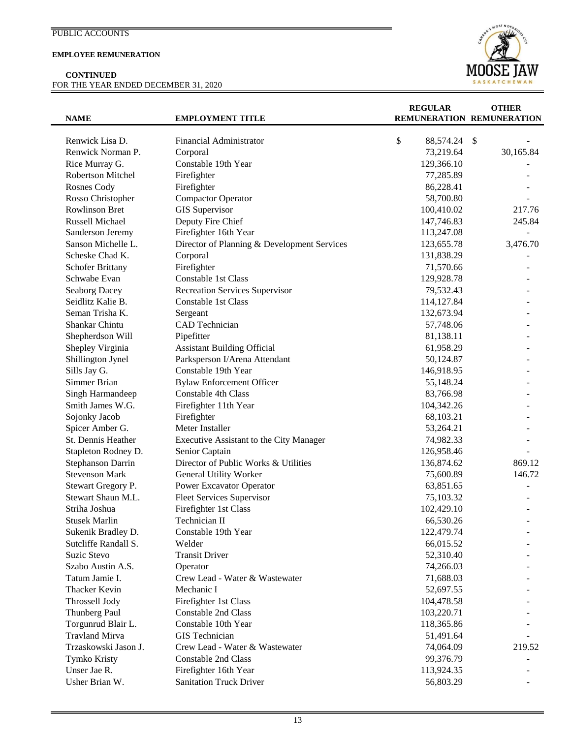PUBLIC ACCOUNTS

**EMPLOYEE REMUNERATION**

**CONTINUED**
FOR THE YEAR ENDED DECEMBER 31, 2020

| NAME | EMPLOYMENT TITLE | REGULAR REMUNERATION | OTHER REMUNERATION |
|---|---|---|---|
| Renwick Lisa D. | Financial Administrator | $ 88,574.24 | $ - |
| Renwick Norman P. | Corporal | 73,219.64 | 30,165.84 |
| Rice Murray G. | Constable 19th Year | 129,366.10 | - |
| Robertson Mitchel | Firefighter | 77,285.89 | - |
| Rosnes Cody | Firefighter | 86,228.41 | - |
| Rosso Christopher | Compactor Operator | 58,700.80 | - |
| Rowlinson Bret | GIS Supervisor | 100,410.02 | 217.76 |
| Russell Michael | Deputy Fire Chief | 147,746.83 | 245.84 |
| Sanderson Jeremy | Firefighter 16th Year | 113,247.08 | - |
| Sanson Michelle L. | Director of Planning & Development Services | 123,655.78 | 3,476.70 |
| Scheske Chad K. | Corporal | 131,838.29 | - |
| Schofer Brittany | Firefighter | 71,570.66 | - |
| Schwabe Evan | Constable 1st Class | 129,928.78 | - |
| Seaborg Dacey | Recreation Services Supervisor | 79,532.43 | - |
| Seidlitz Kalie B. | Constable 1st Class | 114,127.84 | - |
| Seman Trisha K. | Sergeant | 132,673.94 | - |
| Shankar Chintu | CAD Technician | 57,748.06 | - |
| Shepherdson Will | Pipefitter | 81,138.11 | - |
| Shepley Virginia | Assistant Building Official | 61,958.29 | - |
| Shillington Jynel | Parksperson I/Arena Attendant | 50,124.87 | - |
| Sills Jay G. | Constable 19th Year | 146,918.95 | - |
| Simmer Brian | Bylaw Enforcement Officer | 55,148.24 | - |
| Singh Harmandeep | Constable 4th Class | 83,766.98 | - |
| Smith James W.G. | Firefighter 11th Year | 104,342.26 | - |
| Sojonky Jacob | Firefighter | 68,103.21 | - |
| Spicer Amber G. | Meter Installer | 53,264.21 | - |
| St. Dennis Heather | Executive Assistant to the City Manager | 74,982.33 | - |
| Stapleton Rodney D. | Senior Captain | 126,958.46 | - |
| Stephanson Darrin | Director of Public Works & Utilities | 136,874.62 | 869.12 |
| Stevenson Mark | General Utility Worker | 75,600.89 | 146.72 |
| Stewart Gregory P. | Power Excavator Operator | 63,851.65 | - |
| Stewart Shaun M.L. | Fleet Services Supervisor | 75,103.32 | - |
| Striha Joshua | Firefighter 1st Class | 102,429.10 | - |
| Stusek Marlin | Technician II | 66,530.26 | - |
| Sukenik Bradley D. | Constable 19th Year | 122,479.74 | - |
| Sutcliffe Randall S. | Welder | 66,015.52 | - |
| Suzic Stevo | Transit Driver | 52,310.40 | - |
| Szabo Austin A.S. | Operator | 74,266.03 | - |
| Tatum Jamie I. | Crew Lead - Water & Wastewater | 71,688.03 | - |
| Thacker Kevin | Mechanic I | 52,697.55 | - |
| Throssell Jody | Firefighter 1st Class | 104,478.58 | - |
| Thunberg Paul | Constable 2nd Class | 103,220.71 | - |
| Torgunrud Blair L. | Constable 10th Year | 118,365.86 | - |
| Travland Mirva | GIS Technician | 51,491.64 | - |
| Trzaskowski Jason J. | Crew Lead - Water & Wastewater | 74,064.09 | 219.52 |
| Tymko Kristy | Constable 2nd Class | 99,376.79 | - |
| Unser Jae R. | Firefighter 16th Year | 113,924.35 | - |
| Usher Brian W. | Sanitation Truck Driver | 56,803.29 | - |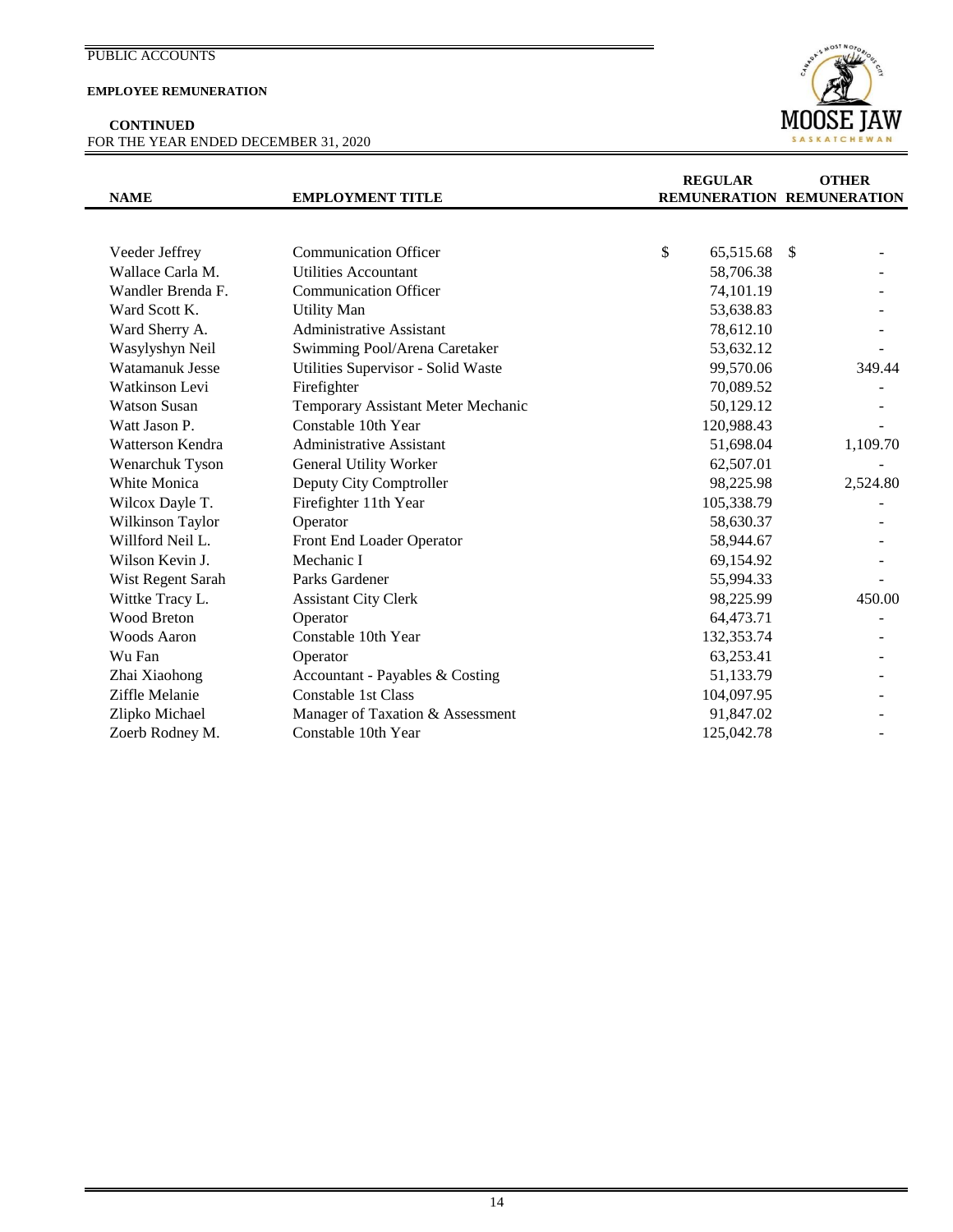PUBLIC ACCOUNTS

**EMPLOYEE REMUNERATION**

**CONTINUED**
FOR THE YEAR ENDED DECEMBER 31, 2020

| NAME | EMPLOYMENT TITLE | REGULAR REMUNERATION | OTHER REMUNERATION |
|---|---|---|---|
| Veeder Jeffrey | Communication Officer | $ 65,515.68 | $ - |
| Wallace Carla M. | Utilities Accountant | 58,706.38 | - |
| Wandler Brenda F. | Communication Officer | 74,101.19 | - |
| Ward Scott K. | Utility Man | 53,638.83 | - |
| Ward Sherry A. | Administrative Assistant | 78,612.10 | - |
| Wasylyshyn Neil | Swimming Pool/Arena Caretaker | 53,632.12 | - |
| Watamanuk Jesse | Utilities Supervisor - Solid Waste | 99,570.06 | 349.44 |
| Watkinson Levi | Firefighter | 70,089.52 | - |
| Watson Susan | Temporary Assistant Meter Mechanic | 50,129.12 | - |
| Watt Jason P. | Constable 10th Year | 120,988.43 | - |
| Watterson Kendra | Administrative Assistant | 51,698.04 | 1,109.70 |
| Wenarchuk Tyson | General Utility Worker | 62,507.01 | - |
| White Monica | Deputy City Comptroller | 98,225.98 | 2,524.80 |
| Wilcox Dayle T. | Firefighter 11th Year | 105,338.79 | - |
| Wilkinson Taylor | Operator | 58,630.37 | - |
| Willford Neil L. | Front End Loader Operator | 58,944.67 | - |
| Wilson Kevin J. | Mechanic I | 69,154.92 | - |
| Wist Regent Sarah | Parks Gardener | 55,994.33 | - |
| Wittke Tracy L. | Assistant City Clerk | 98,225.99 | 450.00 |
| Wood Breton | Operator | 64,473.71 | - |
| Woods Aaron | Constable 10th Year | 132,353.74 | - |
| Wu Fan | Operator | 63,253.41 | - |
| Zhai Xiaohong | Accountant - Payables & Costing | 51,133.79 | - |
| Ziffle Melanie | Constable 1st Class | 104,097.95 | - |
| Zlipko Michael | Manager of Taxation & Assessment | 91,847.02 | - |
| Zoerb Rodney M. | Constable 10th Year | 125,042.78 | - |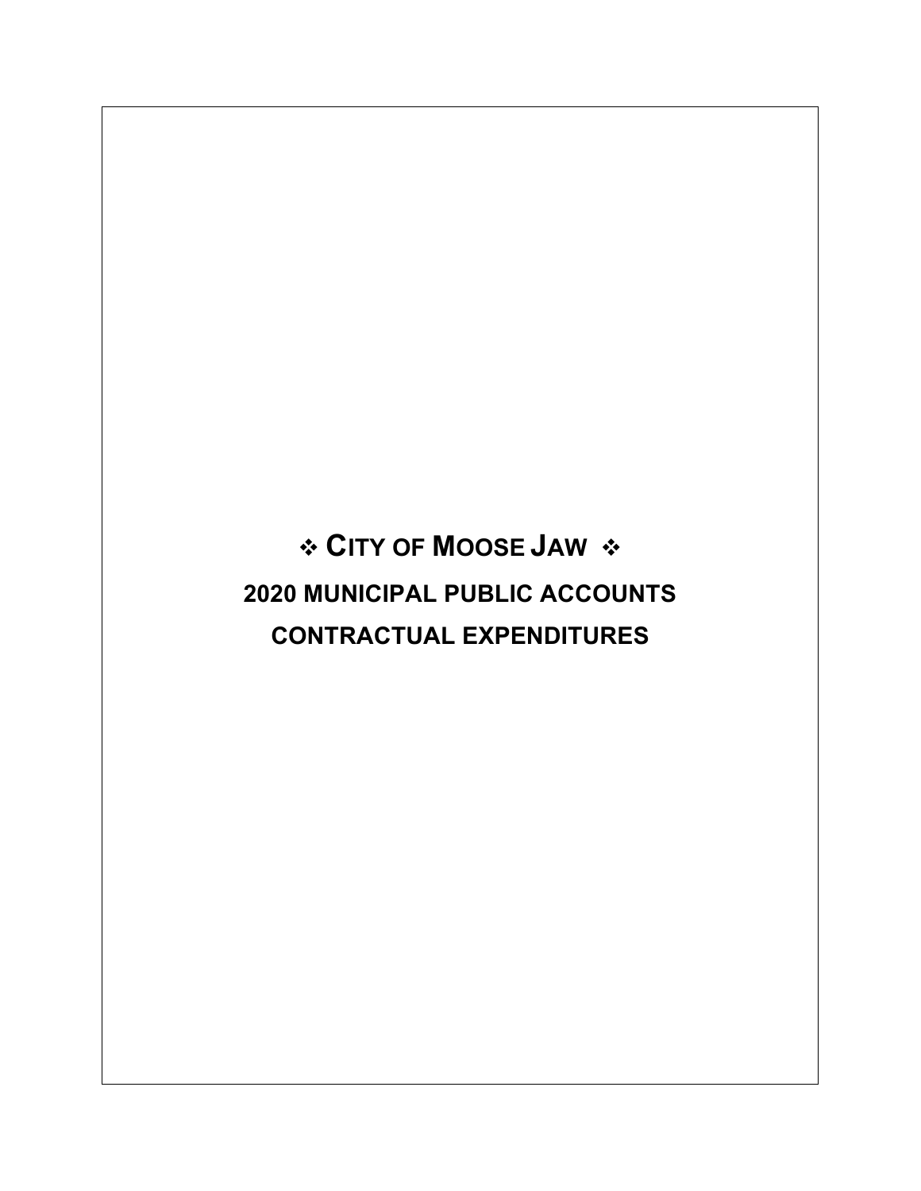# ❖ CITY OF MOOSE JAW ❖

## 2020 MUNICIPAL PUBLIC ACCOUNTS

## CONTRACTUAL EXPENDITURES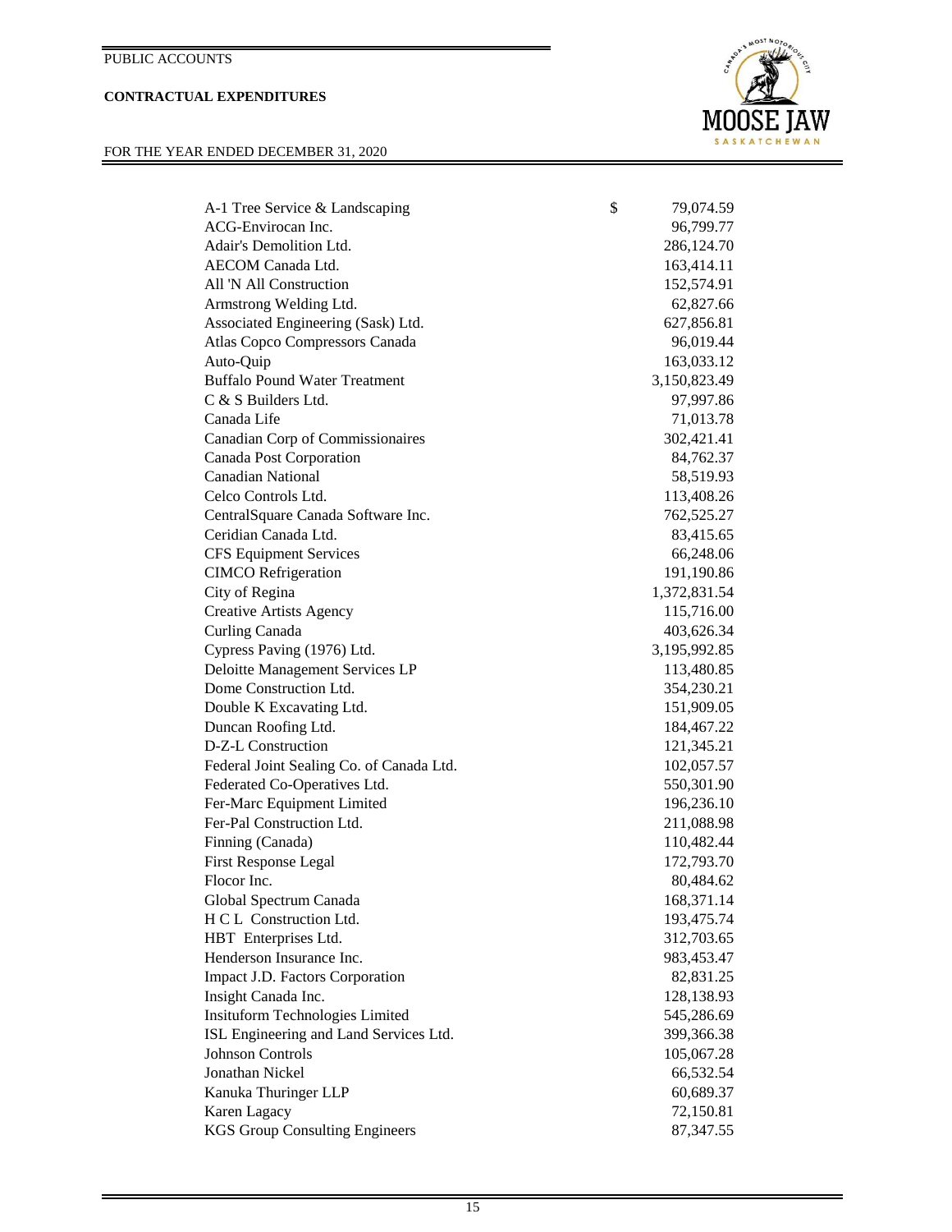PUBLIC ACCOUNTS

**CONTRACTUAL EXPENDITURES**

FOR THE YEAR ENDED DECEMBER 31, 2020

| Vendor | | Amount |
|---|---|---|
| A-1 Tree Service & Landscaping | $ | 79,074.59 |
| ACG-Envirocan Inc. | | 96,799.77 |
| Adair's Demolition Ltd. | | 286,124.70 |
| AECOM Canada Ltd. | | 163,414.11 |
| All 'N All Construction | | 152,574.91 |
| Armstrong Welding Ltd. | | 62,827.66 |
| Associated Engineering (Sask) Ltd. | | 627,856.81 |
| Atlas Copco Compressors Canada | | 96,019.44 |
| Auto-Quip | | 163,033.12 |
| Buffalo Pound Water Treatment | | 3,150,823.49 |
| C & S Builders Ltd. | | 97,997.86 |
| Canada Life | | 71,013.78 |
| Canadian Corp of Commissionaires | | 302,421.41 |
| Canada Post Corporation | | 84,762.37 |
| Canadian National | | 58,519.93 |
| Celco Controls Ltd. | | 113,408.26 |
| CentralSquare Canada Software Inc. | | 762,525.27 |
| Ceridian Canada Ltd. | | 83,415.65 |
| CFS Equipment Services | | 66,248.06 |
| CIMCO Refrigeration | | 191,190.86 |
| City of Regina | | 1,372,831.54 |
| Creative Artists Agency | | 115,716.00 |
| Curling Canada | | 403,626.34 |
| Cypress Paving (1976) Ltd. | | 3,195,992.85 |
| Deloitte Management Services LP | | 113,480.85 |
| Dome Construction Ltd. | | 354,230.21 |
| Double K Excavating Ltd. | | 151,909.05 |
| Duncan Roofing Ltd. | | 184,467.22 |
| D-Z-L Construction | | 121,345.21 |
| Federal Joint Sealing Co. of Canada Ltd. | | 102,057.57 |
| Federated Co-Operatives Ltd. | | 550,301.90 |
| Fer-Marc Equipment Limited | | 196,236.10 |
| Fer-Pal Construction Ltd. | | 211,088.98 |
| Finning (Canada) | | 110,482.44 |
| First Response Legal | | 172,793.70 |
| Flocor Inc. | | 80,484.62 |
| Global Spectrum Canada | | 168,371.14 |
| H C L Construction Ltd. | | 193,475.74 |
| HBT Enterprises Ltd. | | 312,703.65 |
| Henderson Insurance Inc. | | 983,453.47 |
| Impact J.D. Factors Corporation | | 82,831.25 |
| Insight Canada Inc. | | 128,138.93 |
| Insituform Technologies Limited | | 545,286.69 |
| ISL Engineering and Land Services Ltd. | | 399,366.38 |
| Johnson Controls | | 105,067.28 |
| Jonathan Nickel | | 66,532.54 |
| Kanuka Thuringer LLP | | 60,689.37 |
| Karen Lagacy | | 72,150.81 |
| KGS Group Consulting Engineers | | 87,347.55 |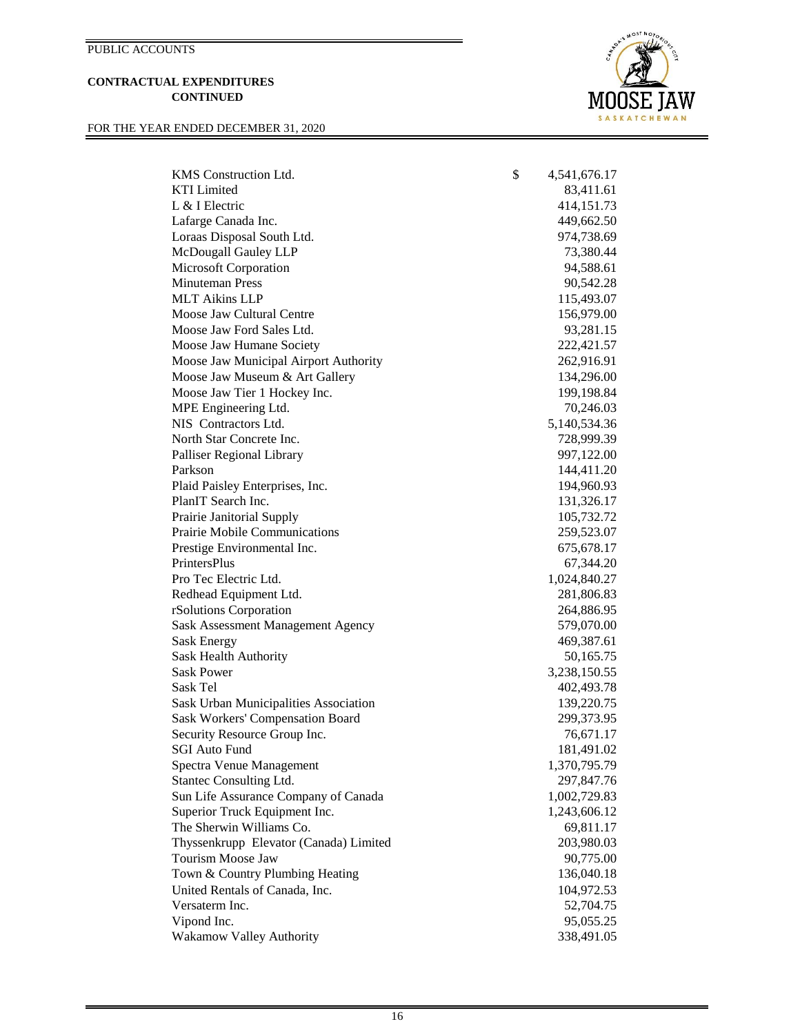PUBLIC ACCOUNTS

**CONTRACTUAL EXPENDITURES**
**CONTINUED**

FOR THE YEAR ENDED DECEMBER 31, 2020

| | |
|---|---|
| KMS Construction Ltd. | $ 4,541,676.17 |
| KTI Limited | 83,411.61 |
| L & I Electric | 414,151.73 |
| Lafarge Canada Inc. | 449,662.50 |
| Loraas Disposal South Ltd. | 974,738.69 |
| McDougall Gauley LLP | 73,380.44 |
| Microsoft Corporation | 94,588.61 |
| Minuteman Press | 90,542.28 |
| MLT Aikins LLP | 115,493.07 |
| Moose Jaw Cultural Centre | 156,979.00 |
| Moose Jaw Ford Sales Ltd. | 93,281.15 |
| Moose Jaw Humane Society | 222,421.57 |
| Moose Jaw Municipal Airport Authority | 262,916.91 |
| Moose Jaw Museum & Art Gallery | 134,296.00 |
| Moose Jaw Tier 1 Hockey Inc. | 199,198.84 |
| MPE Engineering Ltd. | 70,246.03 |
| NIS Contractors Ltd. | 5,140,534.36 |
| North Star Concrete Inc. | 728,999.39 |
| Palliser Regional Library | 997,122.00 |
| Parkson | 144,411.20 |
| Plaid Paisley Enterprises, Inc. | 194,960.93 |
| PlanIT Search Inc. | 131,326.17 |
| Prairie Janitorial Supply | 105,732.72 |
| Prairie Mobile Communications | 259,523.07 |
| Prestige Environmental Inc. | 675,678.17 |
| PrintersPlus | 67,344.20 |
| Pro Tec Electric Ltd. | 1,024,840.27 |
| Redhead Equipment Ltd. | 281,806.83 |
| rSolutions Corporation | 264,886.95 |
| Sask Assessment Management Agency | 579,070.00 |
| Sask Energy | 469,387.61 |
| Sask Health Authority | 50,165.75 |
| Sask Power | 3,238,150.55 |
| Sask Tel | 402,493.78 |
| Sask Urban Municipalities Association | 139,220.75 |
| Sask Workers' Compensation Board | 299,373.95 |
| Security Resource Group Inc. | 76,671.17 |
| SGI Auto Fund | 181,491.02 |
| Spectra Venue Management | 1,370,795.79 |
| Stantec Consulting Ltd. | 297,847.76 |
| Sun Life Assurance Company of Canada | 1,002,729.83 |
| Superior Truck Equipment Inc. | 1,243,606.12 |
| The Sherwin Williams Co. | 69,811.17 |
| Thyssenkrupp Elevator (Canada) Limited | 203,980.03 |
| Tourism Moose Jaw | 90,775.00 |
| Town & Country Plumbing Heating | 136,040.18 |
| United Rentals of Canada, Inc. | 104,972.53 |
| Versaterm Inc. | 52,704.75 |
| Vipond Inc. | 95,055.25 |
| Wakamow Valley Authority | 338,491.05 |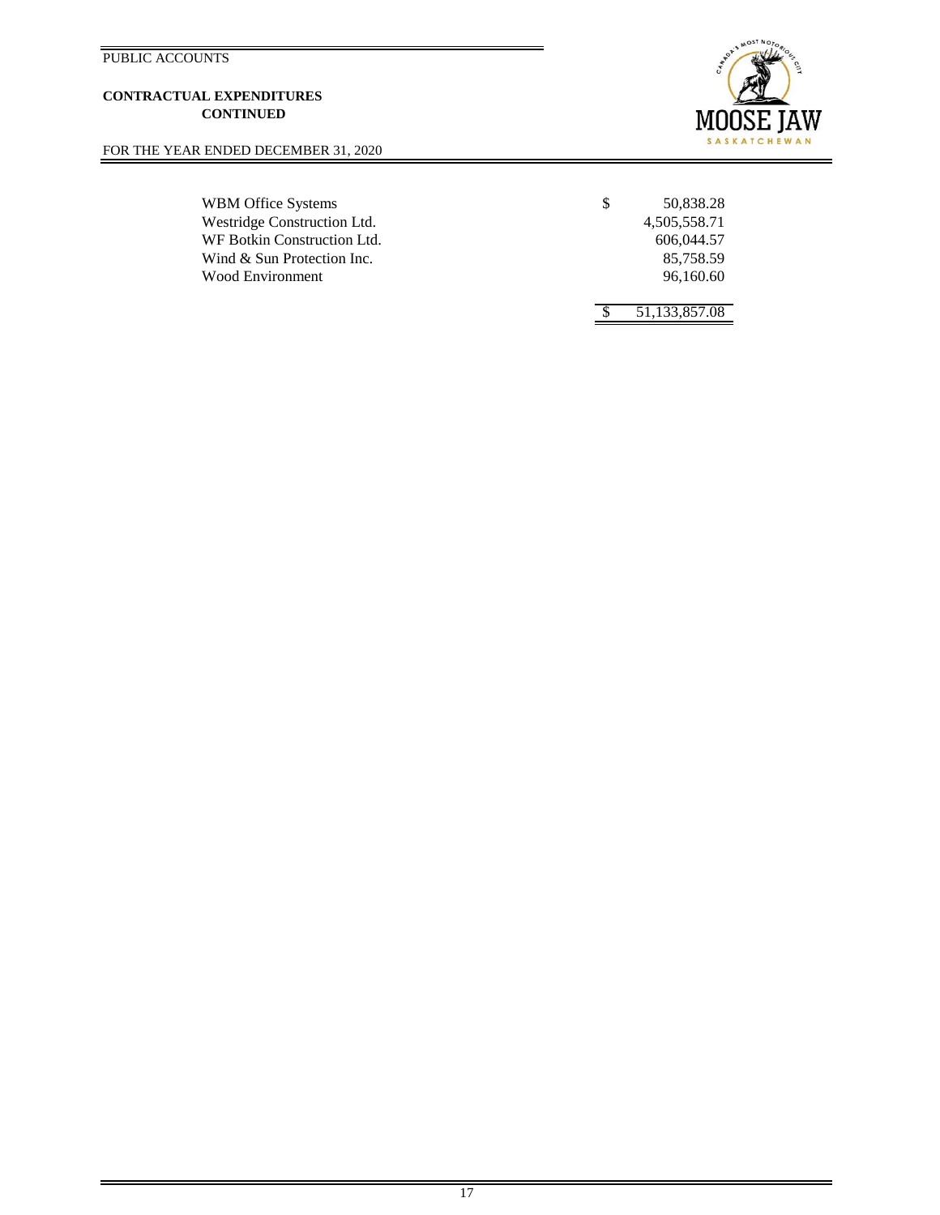PUBLIC ACCOUNTS

**CONTRACTUAL EXPENDITURES**
**CONTINUED**

FOR THE YEAR ENDED DECEMBER 31, 2020

| | | |
|---|---|---|
| WBM Office Systems | $ | 50,838.28 |
| Westridge Construction Ltd. | | 4,505,558.71 |
| WF Botkin Construction Ltd. | | 606,044.57 |
| Wind & Sun Protection Inc. | | 85,758.59 |
| Wood Environment | | 96,160.60 |
| | $ | 51,133,857.08 |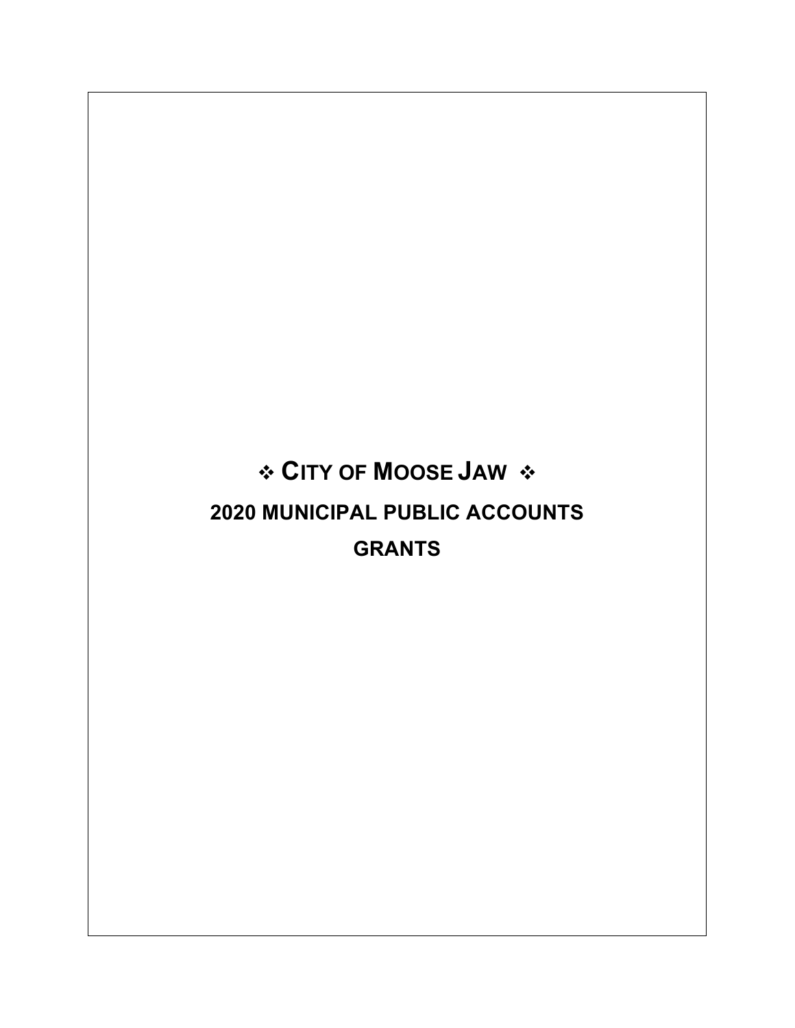# ❖ CITY OF MOOSE JAW ❖

## 2020 MUNICIPAL PUBLIC ACCOUNTS

## GRANTS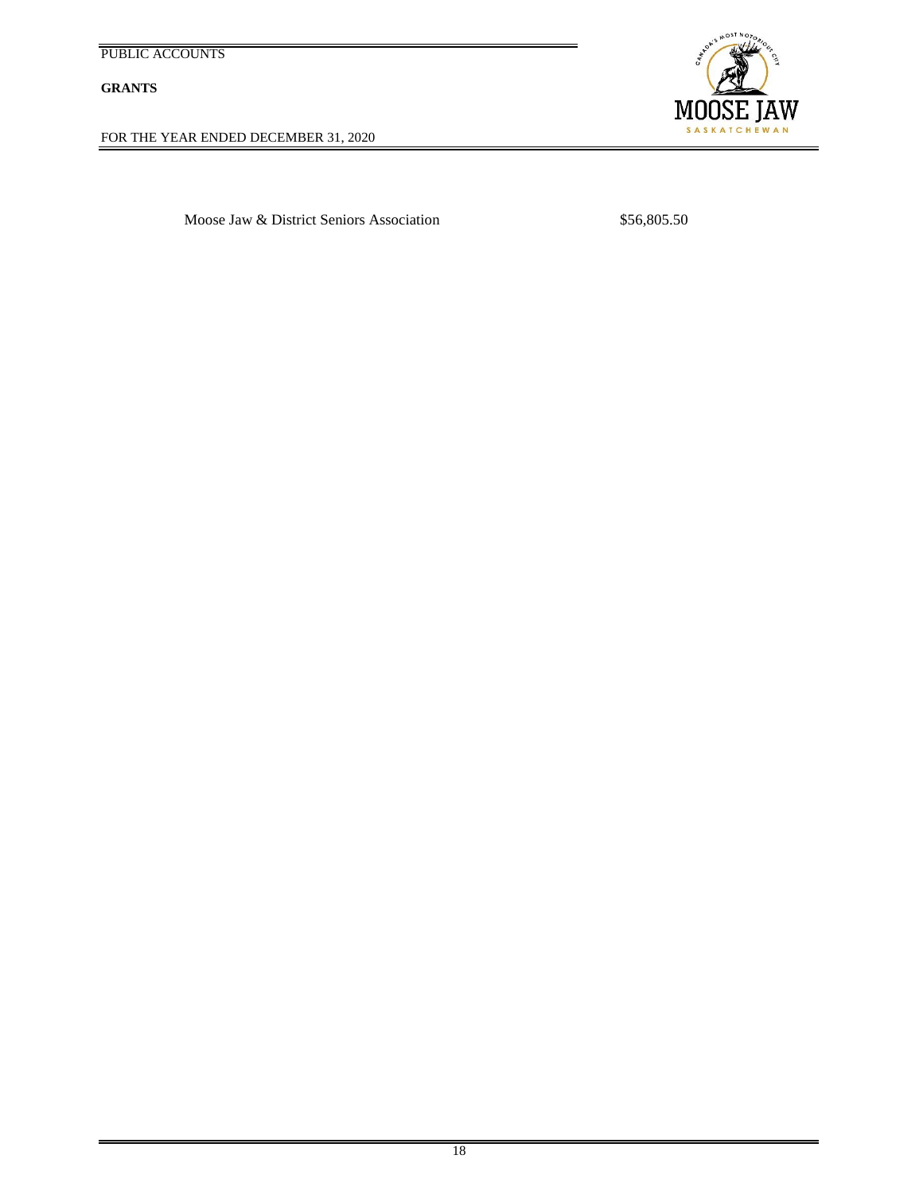| | |
|---|---|
| Moose Jaw & District Seniors Association | $56,805.50 |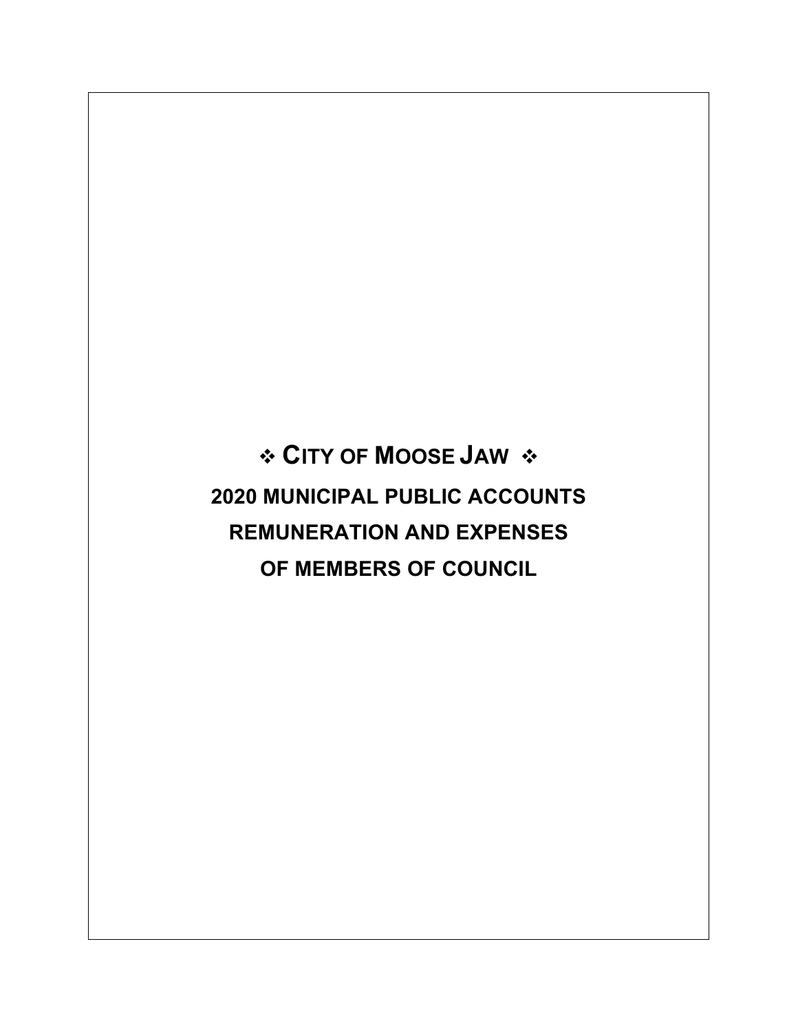# ❖ CITY OF MOOSE JAW ❖

# 2020 MUNICIPAL PUBLIC ACCOUNTS

# REMUNERATION AND EXPENSES

# OF MEMBERS OF COUNCIL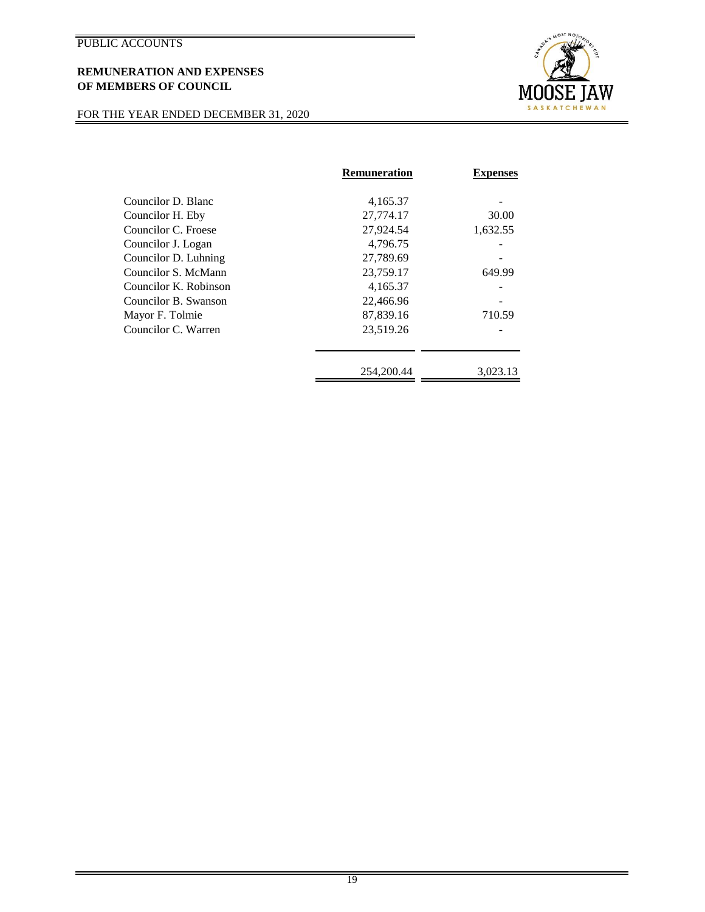PUBLIC ACCOUNTS

## REMUNERATION AND EXPENSES OF MEMBERS OF COUNCIL

FOR THE YEAR ENDED DECEMBER 31, 2020

| | Remuneration | Expenses |
|---|---|---|
| Councilor D. Blanc | 4,165.37 | - |
| Councilor H. Eby | 27,774.17 | 30.00 |
| Councilor C. Froese | 27,924.54 | 1,632.55 |
| Councilor J. Logan | 4,796.75 | - |
| Councilor D. Luhning | 27,789.69 | - |
| Councilor S. McMann | 23,759.17 | 649.99 |
| Councilor K. Robinson | 4,165.37 | - |
| Councilor B. Swanson | 22,466.96 | - |
| Mayor F. Tolmie | 87,839.16 | 710.59 |
| Councilor C. Warren | 23,519.26 | - |
| | 254,200.44 | 3,023.13 |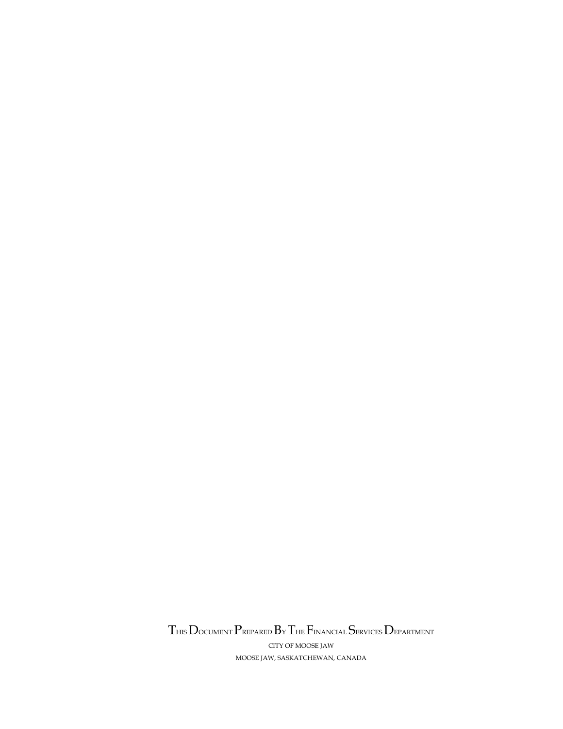THIS DOCUMENT PREPARED BY THE FINANCIAL SERVICES DEPARTMENT

CITY OF MOOSE JAW

MOOSE JAW, SASKATCHEWAN, CANADA